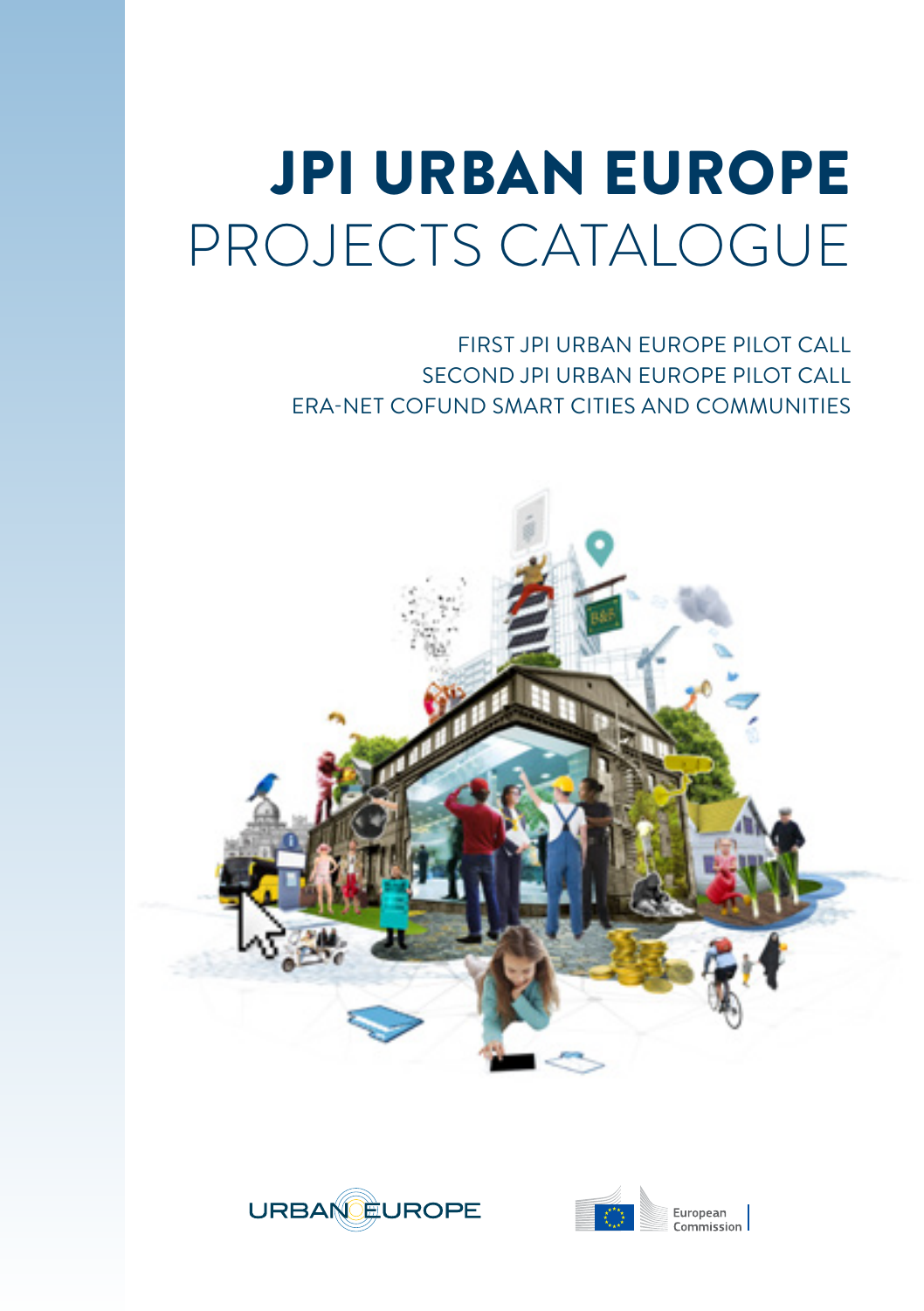# JPI URBAN EUROPE

# PROJECTS CATALOGUE

FIRST JPI URBAN EUROPE PILOT CALL
SECOND JPI URBAN EUROPE PILOT CALL
ERA-NET COFUND SMART CITIES AND COMMUNITIES

URBAN EUROPE

European Commission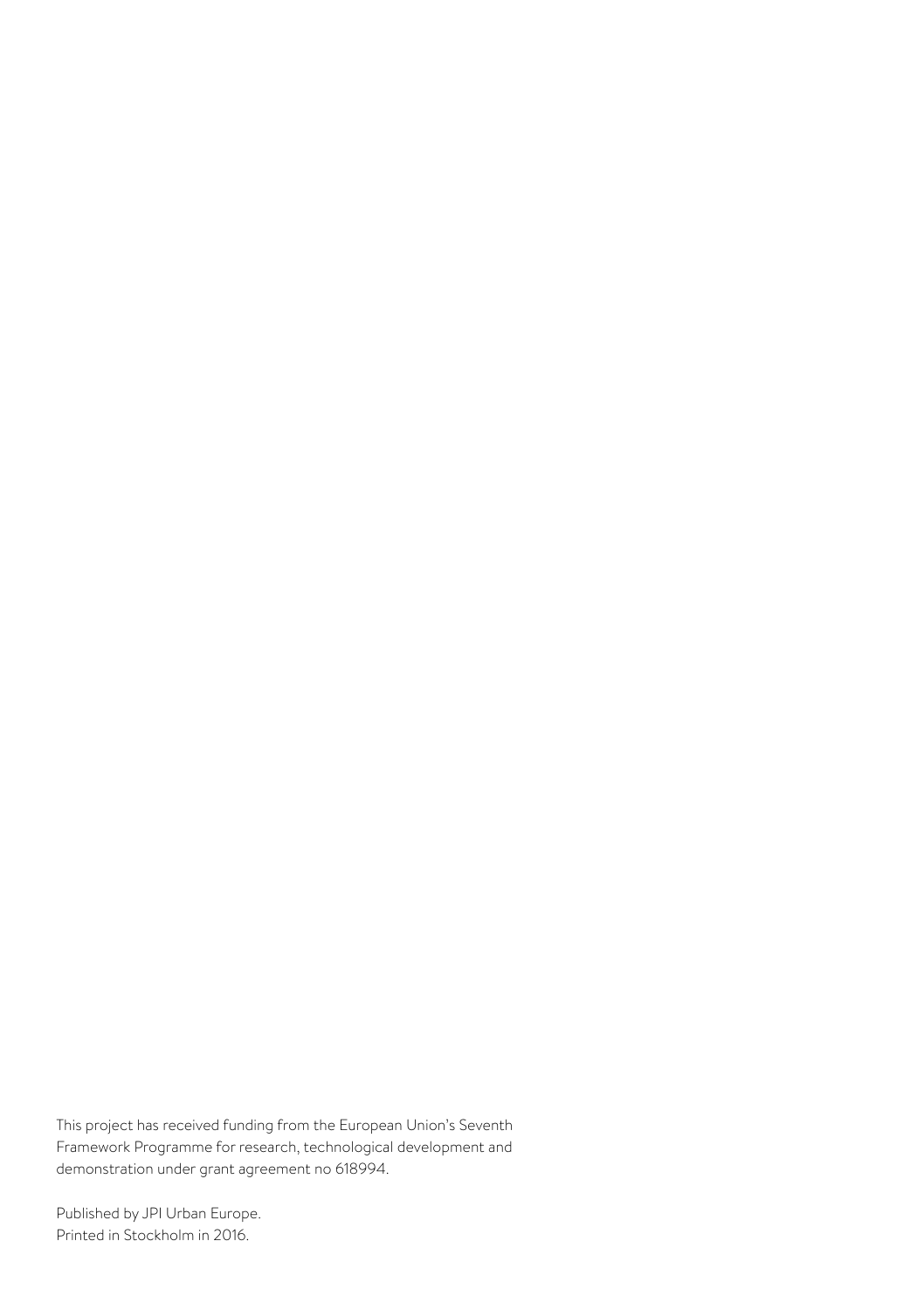This project has received funding from the European Union's Seventh Framework Programme for research, technological development and demonstration under grant agreement no 618994.

Published by JPI Urban Europe.
Printed in Stockholm in 2016.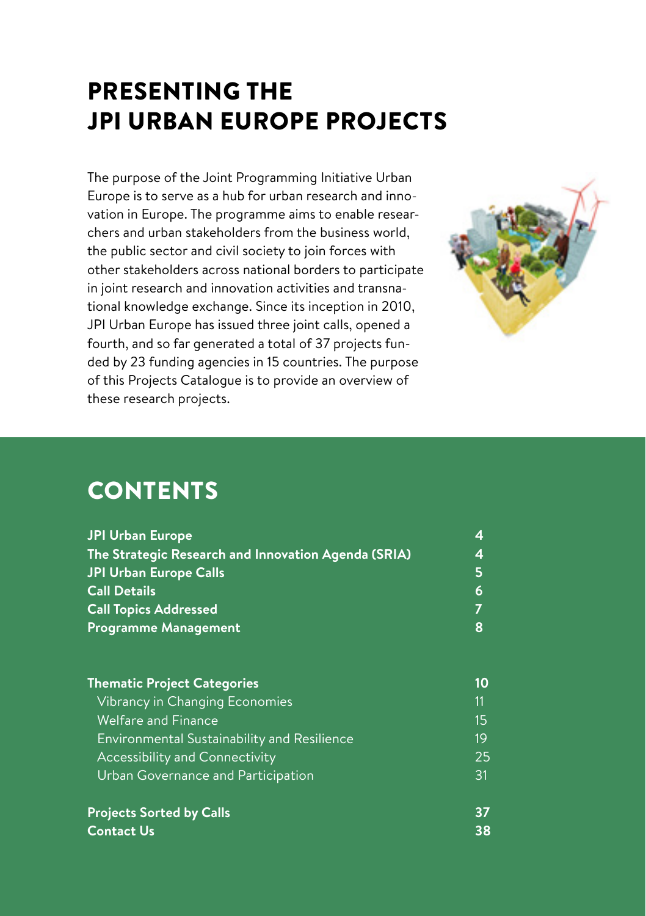# PRESENTING THE JPI URBAN EUROPE PROJECTS

The purpose of the Joint Programming Initiative Urban Europe is to serve as a hub for urban research and innovation in Europe. The programme aims to enable researchers and urban stakeholders from the business world, the public sector and civil society to join forces with other stakeholders across national borders to participate in joint research and innovation activities and transnational knowledge exchange. Since its inception in 2010, JPI Urban Europe has issued three joint calls, opened a fourth, and so far generated a total of 37 projects funded by 23 funding agencies in 15 countries. The purpose of this Projects Catalogue is to provide an overview of these research projects.

# CONTENTS

| | |
|---|---|
| **JPI Urban Europe** | **4** |
| **The Strategic Research and Innovation Agenda (SRIA)** | **4** |
| **JPI Urban Europe Calls** | **5** |
| **Call Details** | **6** |
| **Call Topics Addressed** | **7** |
| **Programme Management** | **8** |
| | |
| **Thematic Project Categories** | **10** |
| Vibrancy in Changing Economies | 11 |
| Welfare and Finance | 15 |
| Environmental Sustainability and Resilience | 19 |
| Accessibility and Connectivity | 25 |
| Urban Governance and Participation | 31 |
| | |
| **Projects Sorted by Calls** | **37** |
| **Contact Us** | **38** |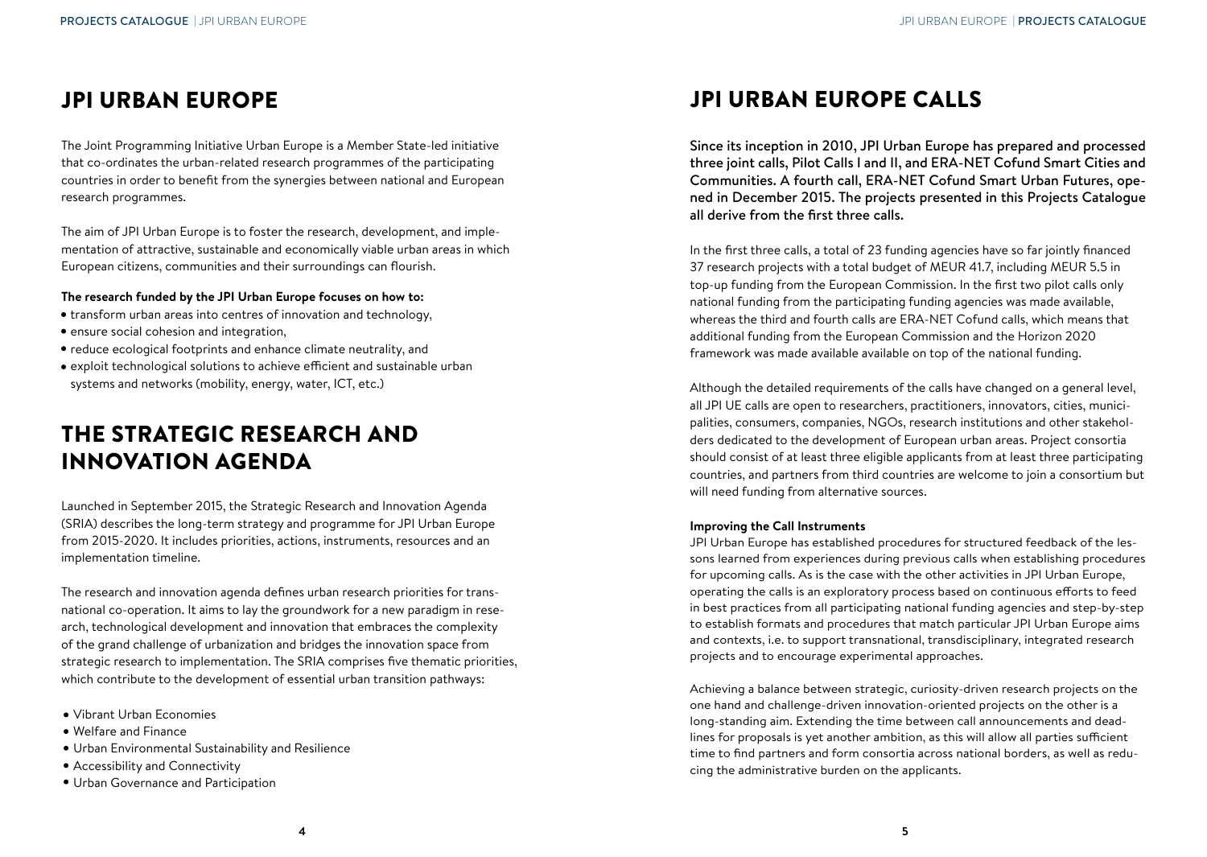# JPI URBAN EUROPE

The Joint Programming Initiative Urban Europe is a Member State-led initiative that co-ordinates the urban-related research programmes of the participating countries in order to benefit from the synergies between national and European research programmes.

The aim of JPI Urban Europe is to foster the research, development, and implementation of attractive, sustainable and economically viable urban areas in which European citizens, communities and their surroundings can flourish.

**The research funded by the JPI Urban Europe focuses on how to:**

- transform urban areas into centres of innovation and technology,
- ensure social cohesion and integration,
- reduce ecological footprints and enhance climate neutrality, and
- exploit technological solutions to achieve efficient and sustainable urban systems and networks (mobility, energy, water, ICT, etc.)

# THE STRATEGIC RESEARCH AND INNOVATION AGENDA

Launched in September 2015, the Strategic Research and Innovation Agenda (SRIA) describes the long-term strategy and programme for JPI Urban Europe from 2015-2020. It includes priorities, actions, instruments, resources and an implementation timeline.

The research and innovation agenda defines urban research priorities for transnational co-operation. It aims to lay the groundwork for a new paradigm in research, technological development and innovation that embraces the complexity of the grand challenge of urbanization and bridges the innovation space from strategic research to implementation. The SRIA comprises five thematic priorities, which contribute to the development of essential urban transition pathways:

- Vibrant Urban Economies
- Welfare and Finance
- Urban Environmental Sustainability and Resilience
- Accessibility and Connectivity
- Urban Governance and Participation

# JPI URBAN EUROPE CALLS

Since its inception in 2010, JPI Urban Europe has prepared and processed three joint calls, Pilot Calls I and II, and ERA-NET Cofund Smart Cities and Communities. A fourth call, ERA-NET Cofund Smart Urban Futures, opened in December 2015. The projects presented in this Projects Catalogue all derive from the first three calls.

In the first three calls, a total of 23 funding agencies have so far jointly financed 37 research projects with a total budget of MEUR 41.7, including MEUR 5.5 in top-up funding from the European Commission. In the first two pilot calls only national funding from the participating funding agencies was made available, whereas the third and fourth calls are ERA-NET Cofund calls, which means that additional funding from the European Commission and the Horizon 2020 framework was made available available on top of the national funding.

Although the detailed requirements of the calls have changed on a general level, all JPI UE calls are open to researchers, practitioners, innovators, cities, municipalities, consumers, companies, NGOs, research institutions and other stakeholders dedicated to the development of European urban areas. Project consortia should consist of at least three eligible applicants from at least three participating countries, and partners from third countries are welcome to join a consortium but will need funding from alternative sources.

**Improving the Call Instruments**

JPI Urban Europe has established procedures for structured feedback of the lessons learned from experiences during previous calls when establishing procedures for upcoming calls. As is the case with the other activities in JPI Urban Europe, operating the calls is an exploratory process based on continuous efforts to feed in best practices from all participating national funding agencies and step-by-step to establish formats and procedures that match particular JPI Urban Europe aims and contexts, i.e. to support transnational, transdisciplinary, integrated research projects and to encourage experimental approaches.

Achieving a balance between strategic, curiosity-driven research projects on the one hand and challenge-driven innovation-oriented projects on the other is a long-standing aim. Extending the time between call announcements and deadlines for proposals is yet another ambition, as this will allow all parties sufficient time to find partners and form consortia across national borders, as well as reducing the administrative burden on the applicants.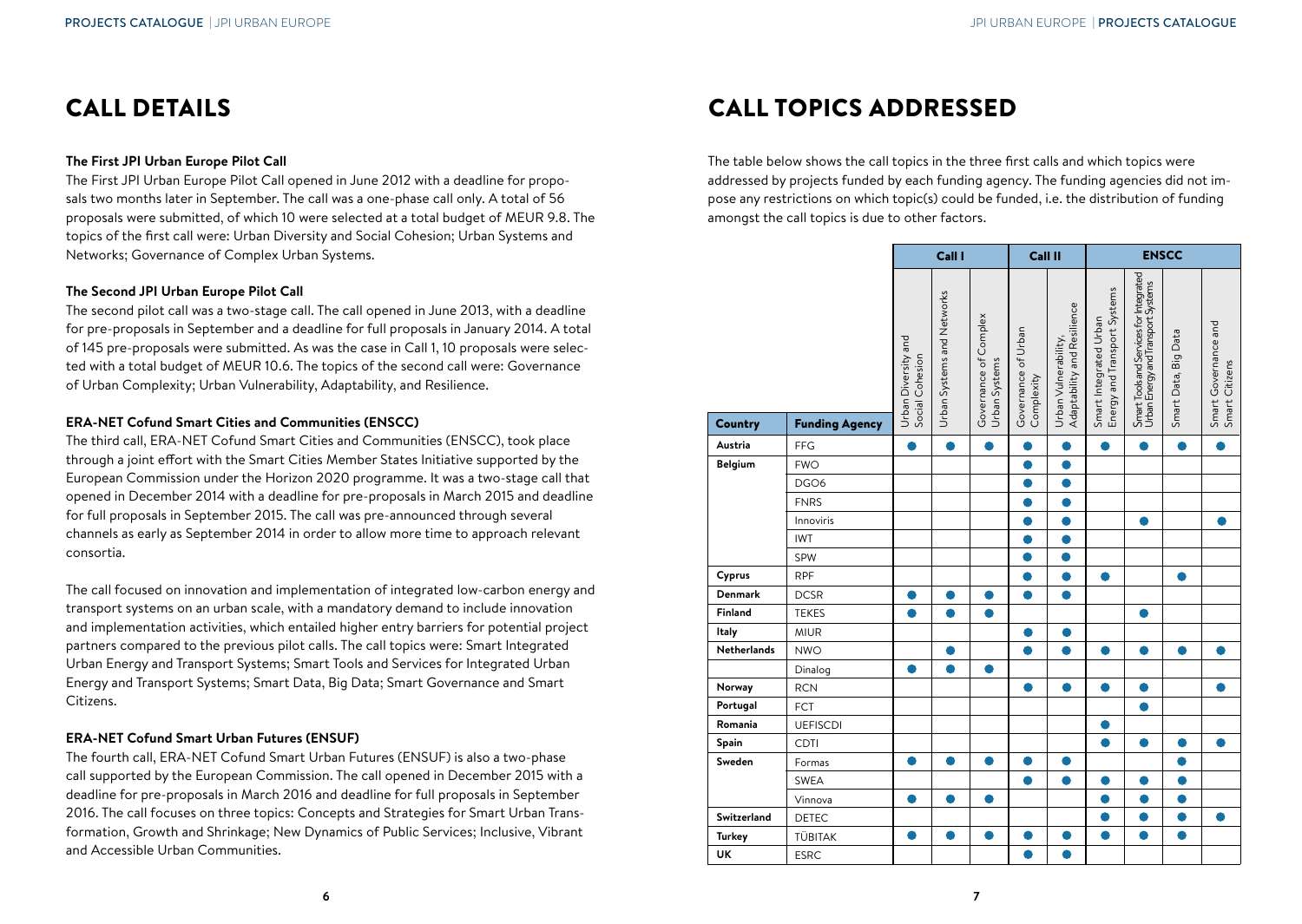# CALL DETAILS

**The First JPI Urban Europe Pilot Call**

The First JPI Urban Europe Pilot Call opened in June 2012 with a deadline for proposals two months later in September. The call was a one-phase call only. A total of 56 proposals were submitted, of which 10 were selected at a total budget of MEUR 9.8. The topics of the first call were: Urban Diversity and Social Cohesion; Urban Systems and Networks; Governance of Complex Urban Systems.

**The Second JPI Urban Europe Pilot Call**

The second pilot call was a two-stage call. The call opened in June 2013, with a deadline for pre-proposals in September and a deadline for full proposals in January 2014. A total of 145 pre-proposals were submitted. As was the case in Call 1, 10 proposals were selected with a total budget of MEUR 10.6. The topics of the second call were: Governance of Urban Complexity; Urban Vulnerability, Adaptability, and Resilience.

**ERA-NET Cofund Smart Cities and Communities (ENSCC)**

The third call, ERA-NET Cofund Smart Cities and Communities (ENSCC), took place through a joint effort with the Smart Cities Member States Initiative supported by the European Commission under the Horizon 2020 programme. It was a two-stage call that opened in December 2014 with a deadline for pre-proposals in March 2015 and deadline for full proposals in September 2015. The call was pre-announced through several channels as early as September 2014 in order to allow more time to approach relevant consortia.

The call focused on innovation and implementation of integrated low-carbon energy and transport systems on an urban scale, with a mandatory demand to include innovation and implementation activities, which entailed higher entry barriers for potential project partners compared to the previous pilot calls. The call topics were: Smart Integrated Urban Energy and Transport Systems; Smart Tools and Services for Integrated Urban Energy and Transport Systems; Smart Data, Big Data; Smart Governance and Smart Citizens.

**ERA-NET Cofund Smart Urban Futures (ENSUF)**

The fourth call, ERA-NET Cofund Smart Urban Futures (ENSUF) is also a two-phase call supported by the European Commission. The call opened in December 2015 with a deadline for pre-proposals in March 2016 and deadline for full proposals in September 2016. The call focuses on three topics: Concepts and Strategies for Smart Urban Transformation, Growth and Shrinkage; New Dynamics of Public Services; Inclusive, Vibrant and Accessible Urban Communities.

# CALL TOPICS ADDRESSED

The table below shows the call topics in the three first calls and which topics were addressed by projects funded by each funding agency. The funding agencies did not impose any restrictions on which topic(s) could be funded, i.e. the distribution of funding amongst the call topics is due to other factors.

| | | Call I | | | Call II | | ENSCC | | | |
|---|---|---|---|---|---|---|---|---|---|---|
| **Country** | **Funding Agency** | Urban Diversity and Social Cohesion | Urban Systems and Networks | Governance of Complex Urban Systems | Governance of Urban Complexity | Urban Vulnerability, Adaptability and Resilience | Smart Integrated Urban Energy and Transport Systems | Smart Tools and Services for Integrated Urban Energy and Transport Systems | Smart Data, Big Data | Smart Governance and Smart Citizens |
| **Austria** | FFG | ● | ● | ● | ● | ● | ● | ● | ● | ● |
| **Belgium** | FWO | | | | ● | ● | | | | |
| | DGO6 | | | | ● | ● | | | | |
| | FNRS | | | | ● | ● | | | | |
| | Innoviris | | | | ● | ● | | ● | | ● |
| | IWT | | | | ● | ● | | | | |
| | SPW | | | | ● | ● | | | | |
| **Cyprus** | RPF | | | | ● | ● | ● | | ● | |
| **Denmark** | DCSR | ● | ● | ● | ● | ● | | | | |
| **Finland** | TEKES | ● | ● | ● | | | | ● | | |
| **Italy** | MIUR | | | | ● | ● | | | | |
| **Netherlands** | NWO | | ● | | ● | ● | ● | ● | ● | ● |
| | Dinalog | ● | ● | ● | | | | | | |
| **Norway** | RCN | | | | ● | ● | ● | ● | | ● |
| **Portugal** | FCT | | | | | | | ● | | |
| **Romania** | UEFISCDI | | | | | | ● | | | |
| **Spain** | CDTI | | | | | | ● | ● | ● | ● |
| **Sweden** | Formas | ● | ● | ● | ● | ● | | | ● | |
| | SWEA | | | | ● | ● | ● | ● | ● | |
| | Vinnova | ● | ● | ● | | | ● | ● | ● | |
| **Switzerland** | DETEC | | | | | | ● | ● | ● | ● |
| **Turkey** | TÜBITAK | ● | ● | ● | ● | ● | ● | ● | ● | |
| **UK** | ESRC | | | | ● | ● | | | | |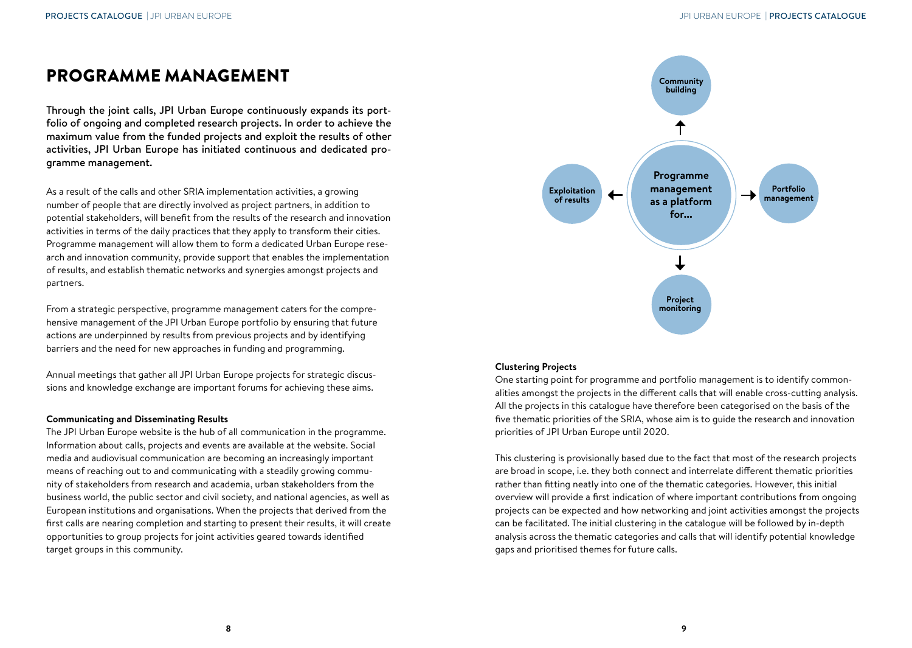# PROGRAMME MANAGEMENT

**Through the joint calls, JPI Urban Europe continuously expands its portfolio of ongoing and completed research projects. In order to achieve the maximum value from the funded projects and exploit the results of other activities, JPI Urban Europe has initiated continuous and dedicated programme management.**

As a result of the calls and other SRIA implementation activities, a growing number of people that are directly involved as project partners, in addition to potential stakeholders, will benefit from the results of the research and innovation activities in terms of the daily practices that they apply to transform their cities. Programme management will allow them to form a dedicated Urban Europe research and innovation community, provide support that enables the implementation of results, and establish thematic networks and synergies amongst projects and partners.

From a strategic perspective, programme management caters for the comprehensive management of the JPI Urban Europe portfolio by ensuring that future actions are underpinned by results from previous projects and by identifying barriers and the need for new approaches in funding and programming.

Annual meetings that gather all JPI Urban Europe projects for strategic discussions and knowledge exchange are important forums for achieving these aims.

**Communicating and Disseminating Results**

The JPI Urban Europe website is the hub of all communication in the programme. Information about calls, projects and events are available at the website. Social media and audiovisual communication are becoming an increasingly important means of reaching out to and communicating with a steadily growing community of stakeholders from research and academia, urban stakeholders from the business world, the public sector and civil society, and national agencies, as well as European institutions and organisations. When the projects that derived from the first calls are nearing completion and starting to present their results, it will create opportunities to group projects for joint activities geared towards identified target groups in this community.

**Programme management as a platform for...**

- Community building
- Portfolio management
- Project monitoring
- Exploitation of results

**Clustering Projects**

One starting point for programme and portfolio management is to identify commonalities amongst the projects in the different calls that will enable cross-cutting analysis. All the projects in this catalogue have therefore been categorised on the basis of the five thematic priorities of the SRIA, whose aim is to guide the research and innovation priorities of JPI Urban Europe until 2020.

This clustering is provisionally based due to the fact that most of the research projects are broad in scope, i.e. they both connect and interrelate different thematic priorities rather than fitting neatly into one of the thematic categories. However, this initial overview will provide a first indication of where important contributions from ongoing projects can be expected and how networking and joint activities amongst the projects can be facilitated. The initial clustering in the catalogue will be followed by in-depth analysis across the thematic categories and calls that will identify potential knowledge gaps and prioritised themes for future calls.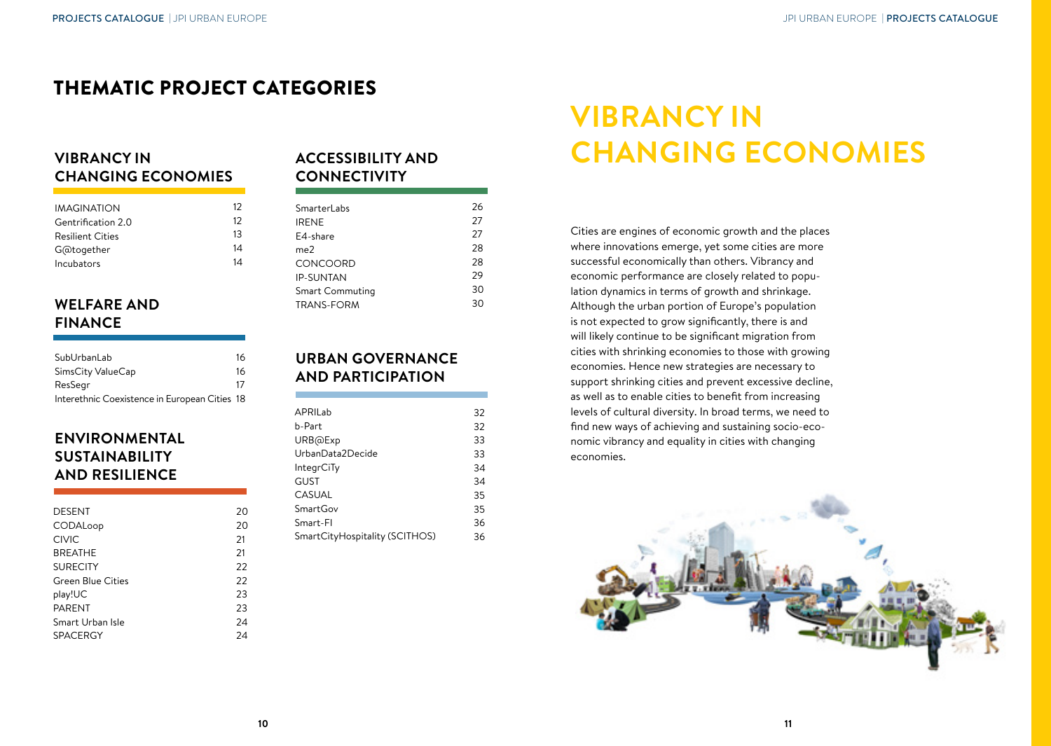# THEMATIC PROJECT CATEGORIES

## VIBRANCY IN CHANGING ECONOMIES

| | |
|---|---|
| IMAGINATION | 12 |
| Gentrification 2.0 | 12 |
| Resilient Cities | 13 |
| G@together | 14 |
| Incubators | 14 |

## WELFARE AND FINANCE

| | |
|---|---|
| SubUrbanLab | 16 |
| SimsCity ValueCap | 16 |
| ResSegr | 17 |
| Interethnic Coexistence in European Cities | 18 |

## ENVIRONMENTAL SUSTAINABILITY AND RESILIENCE

| | |
|---|---|
| DESENT | 20 |
| CODALoop | 20 |
| CIVIC | 21 |
| BREATHE | 21 |
| SURECITY | 22 |
| Green Blue Cities | 22 |
| play!UC | 23 |
| PARENT | 23 |
| Smart Urban Isle | 24 |
| SPACERGY | 24 |

## ACCESSIBILITY AND CONNECTIVITY

| | |
|---|---|
| SmarterLabs | 26 |
| IRENE | 27 |
| E4-share | 27 |
| me2 | 28 |
| CONCOORD | 28 |
| IP-SUNTAN | 29 |
| Smart Commuting | 30 |
| TRANS-FORM | 30 |

## URBAN GOVERNANCE AND PARTICIPATION

| | |
|---|---|
| APRILab | 32 |
| b-Part | 32 |
| URB@Exp | 33 |
| UrbanData2Decide | 33 |
| IntegrCiTy | 34 |
| GUST | 34 |
| CASUAL | 35 |
| SmartGov | 35 |
| Smart-FI | 36 |
| SmartCityHospitality (SCITHOS) | 36 |

# VIBRANCY IN CHANGING ECONOMIES

Cities are engines of economic growth and the places where innovations emerge, yet some cities are more successful economically than others. Vibrancy and economic performance are closely related to population dynamics in terms of growth and shrinkage. Although the urban portion of Europe's population is not expected to grow significantly, there is and will likely continue to be significant migration from cities with shrinking economies to those with growing economies. Hence new strategies are necessary to support shrinking cities and prevent excessive decline, as well as to enable cities to benefit from increasing levels of cultural diversity. In broad terms, we need to find new ways of achieving and sustaining socio-economic vibrancy and equality in cities with changing economies.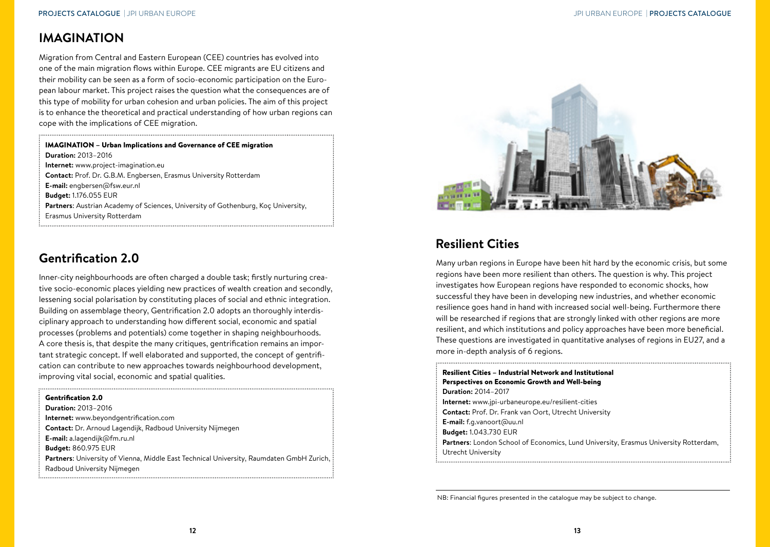## IMAGINATION

Migration from Central and Eastern European (CEE) countries has evolved into one of the main migration flows within Europe. CEE migrants are EU citizens and their mobility can be seen as a form of socio-economic participation on the European labour market. This project raises the question what the consequences are of this type of mobility for urban cohesion and urban policies. The aim of this project is to enhance the theoretical and practical understanding of how urban regions can cope with the implications of CEE migration.

**IMAGINATION – Urban Implications and Governance of CEE migration**
**Duration:** 2013–2016
**Internet:** www.project-imagination.eu
**Contact:** Prof. Dr. G.B.M. Engbersen, Erasmus University Rotterdam
**E-mail:** engbersen@fsw.eur.nl
**Budget:** 1.176.055 EUR
**Partners**: Austrian Academy of Sciences, University of Gothenburg, Koç University, Erasmus University Rotterdam

## Gentrification 2.0

Inner-city neighbourhoods are often charged a double task; firstly nurturing creative socio-economic places yielding new practices of wealth creation and secondly, lessening social polarisation by constituting places of social and ethnic integration. Building on assemblage theory, Gentrification 2.0 adopts an thoroughly interdisciplinary approach to understanding how different social, economic and spatial processes (problems and potentials) come together in shaping neighbourhoods. A core thesis is, that despite the many critiques, gentrification remains an important strategic concept. If well elaborated and supported, the concept of gentrification can contribute to new approaches towards neighbourhood development, improving vital social, economic and spatial qualities.

**Gentrification 2.0**
**Duration:** 2013–2016
**Internet:** www.beyondgentrification.com
**Contact:** Dr. Arnoud Lagendijk, Radboud University Nijmegen
**E-mail:** a.lagendijk@fm.ru.nl
**Budget:** 860.975 EUR
**Partners**: University of Vienna, Middle East Technical University, Raumdaten GmbH Zurich, Radboud University Nijmegen

## Resilient Cities

Many urban regions in Europe have been hit hard by the economic crisis, but some regions have been more resilient than others. The question is why. This project investigates how European regions have responded to economic shocks, how successful they have been in developing new industries, and whether economic resilience goes hand in hand with increased social well-being. Furthermore there will be researched if regions that are strongly linked with other regions are more resilient, and which institutions and policy approaches have been more beneficial. These questions are investigated in quantitative analyses of regions in EU27, and a more in-depth analysis of 6 regions.

**Resilient Cities – Industrial Network and Institutional Perspectives on Economic Growth and Well-being**
**Duration:** 2014–2017
**Internet:** www.jpi-urbaneurope.eu/resilient-cities
**Contact:** Prof. Dr. Frank van Oort, Utrecht University
**E-mail:** f.g.vanoort@uu.nl
**Budget:** 1.043.730 EUR
**Partners**: London School of Economics, Lund University, Erasmus University Rotterdam, Utrecht University

NB: Financial figures presented in the catalogue may be subject to change.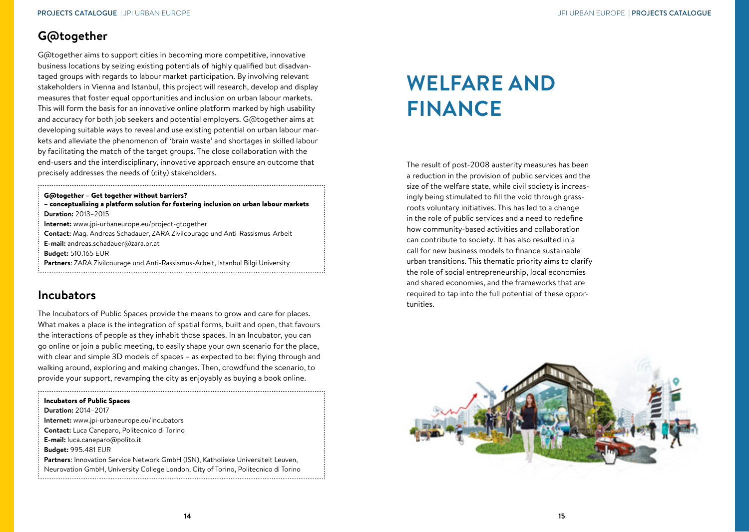## G@together

G@together aims to support cities in becoming more competitive, innovative business locations by seizing existing potentials of highly qualified but disadvantaged groups with regards to labour market participation. By involving relevant stakeholders in Vienna and Istanbul, this project will research, develop and display measures that foster equal opportunities and inclusion on urban labour markets. This will form the basis for an innovative online platform marked by high usability and accuracy for both job seekers and potential employers. G@together aims at developing suitable ways to reveal and use existing potential on urban labour markets and alleviate the phenomenon of 'brain waste' and shortages in skilled labour by facilitating the match of the target groups. The close collaboration with the end-users and the interdisciplinary, innovative approach ensure an outcome that precisely addresses the needs of (city) stakeholders.

**G@together – Get together without barriers?**
**– conceptualizing a platform solution for fostering inclusion on urban labour markets**
**Duration:** 2013–2015
**Internet:** www.jpi-urbaneurope.eu/project-gtogether
**Contact:** Mag. Andreas Schadauer, ZARA Zivilcourage und Anti-Rassismus-Arbeit
**E-mail:** andreas.schadauer@zara.or.at
**Budget:** 510.165 EUR
**Partners**: ZARA Zivilcourage und Anti-Rassismus-Arbeit, Istanbul Bilgi University

## Incubators

The Incubators of Public Spaces provide the means to grow and care for places. What makes a place is the integration of spatial forms, built and open, that favours the interactions of people as they inhabit those spaces. In an Incubator, you can go online or join a public meeting, to easily shape your own scenario for the place, with clear and simple 3D models of spaces – as expected to be: flying through and walking around, exploring and making changes. Then, crowdfund the scenario, to provide your support, revamping the city as enjoyably as buying a book online.

**Incubators of Public Spaces**
**Duration:** 2014–2017
**Internet:** www.jpi-urbaneurope.eu/incubators
**Contact:** Luca Caneparo, Politecnico di Torino
**E-mail:** luca.caneparo@polito.it
**Budget:** 995.481 EUR
**Partners**: Innovation Service Network GmbH (ISN), Katholieke Universiteit Leuven, Neurovation GmbH, University College London, City of Torino, Politecnico di Torino

# WELFARE AND FINANCE

The result of post-2008 austerity measures has been a reduction in the provision of public services and the size of the welfare state, while civil society is increasingly being stimulated to fill the void through grassroots voluntary initiatives. This has led to a change in the role of public services and a need to redefine how community-based activities and collaboration can contribute to society. It has also resulted in a call for new business models to finance sustainable urban transitions. This thematic priority aims to clarify the role of social entrepreneurship, local economies and shared economies, and the frameworks that are required to tap into the full potential of these opportunities.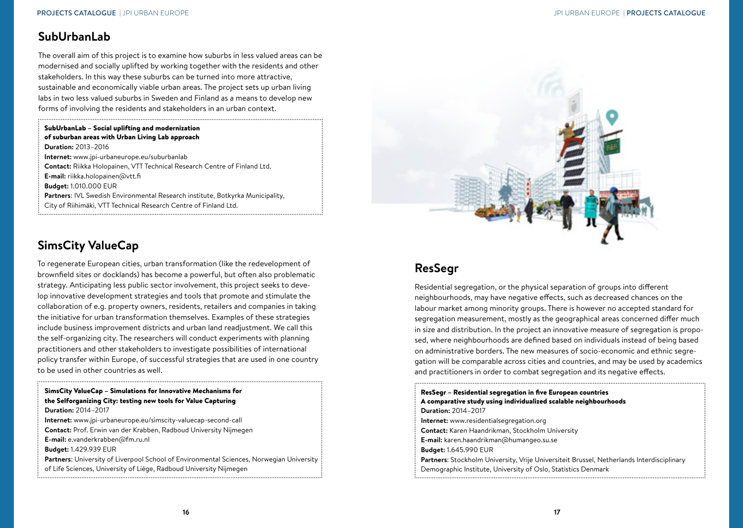## SubUrbanLab

The overall aim of this project is to examine how suburbs in less valued areas can be modernised and socially uplifted by working together with the residents and other stakeholders. In this way these suburbs can be turned into more attractive, sustainable and economically viable urban areas. The project sets up urban living labs in two less valued suburbs in Sweden and Finland as a means to develop new forms of involving the residents and stakeholders in an urban context.

**SubUrbanLab – Social uplifting and modernization of suburban areas with Urban Living Lab approach**
**Duration:** 2013–2016
**Internet:** www.jpi-urbaneurope.eu/suburbanlab
**Contact:** Riikka Holopainen, VTT Technical Research Centre of Finland Ltd.
**E-mail:** riikka.holopainen@vtt.fi
**Budget:** 1.010.000 EUR
**Partners**: IVL Swedish Environmental Research institute, Botkyrka Municipality, City of Riihimäki, VTT Technical Research Centre of Finland Ltd.

## SimsCity ValueCap

To regenerate European cities, urban transformation (like the redevelopment of brownfield sites or docklands) has become a powerful, but often also problematic strategy. Anticipating less public sector involvement, this project seeks to develop innovative development strategies and tools that promote and stimulate the collaboration of e.g. property owners, residents, retailers and companies in taking the initiative for urban transformation themselves. Examples of these strategies include business improvement districts and urban land readjustment. We call this the self-organizing city. The researchers will conduct experiments with planning practitioners and other stakeholders to investigate possibilities of international policy transfer within Europe, of successful strategies that are used in one country to be used in other countries as well.

**SimsCity ValueCap – Simulations for Innovative Mechanisms for the Selforganizing City: testing new tools for Value Capturing**
**Duration:** 2014–2017
**Internet:** www.jpi-urbaneurope.eu/simscity-valuecap-second-call
**Contact:** Prof. Erwin van der Krabben, Radboud University Nijmegen
**E-mail:** e.vanderkrabben@fm.ru.nl
**Budget:** 1.429.939 EUR
**Partners**: University of Liverpool School of Environmental Sciences, Norwegian University of Life Sciences, University of Liège, Radboud University Nijmegen

## ResSegr

Residential segregation, or the physical separation of groups into different neighbourhoods, may have negative effects, such as decreased chances on the labour market among minority groups. There is however no accepted standard for segregation measurement, mostly as the geographical areas concerned differ much in size and distribution. In the project an innovative measure of segregation is proposed, where neighbourhoods are defined based on individuals instead of being based on administrative borders. The new measures of socio-economic and ethnic segregation will be comparable across cities and countries, and may be used by academics and practitioners in order to combat segregation and its negative effects.

**ResSegr – Residential segregation in five European countries A comparative study using individualized scalable neighbourhoods**
**Duration:** 2014–2017
**Internet:** www.residentialsegregation.org
**Contact:** Karen Haandrikman, Stockholm University
**E-mail:** karen.haandrikman@humangeo.su.se
**Budget:** 1.645.990 EUR
**Partners**: Stockholm University, Vrije Universiteit Brussel, Netherlands Interdisciplinary Demographic Institute, University of Oslo, Statistics Denmark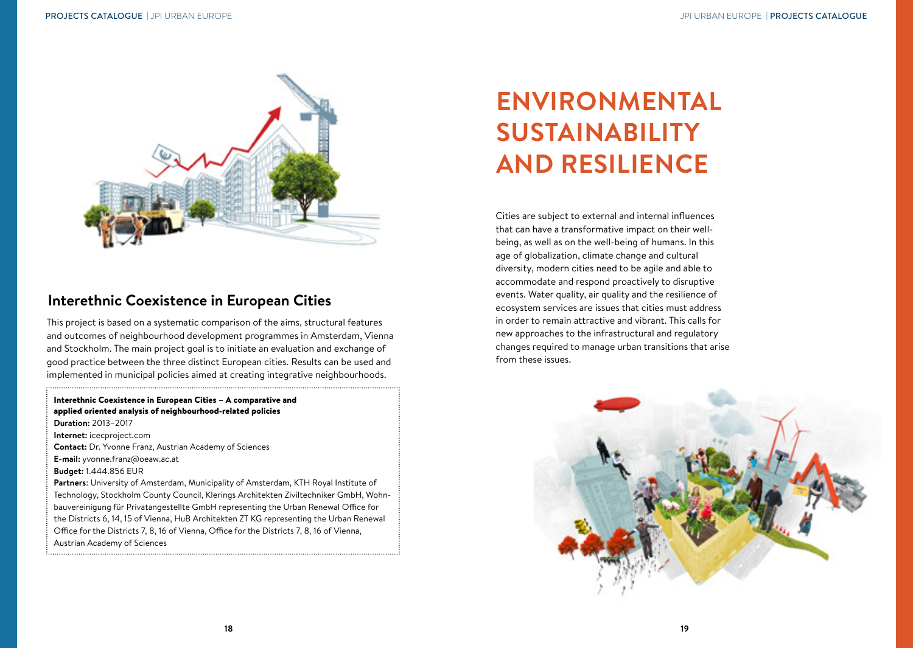## Interethnic Coexistence in European Cities

This project is based on a systematic comparison of the aims, structural features and outcomes of neighbourhood development programmes in Amsterdam, Vienna and Stockholm. The main project goal is to initiate an evaluation and exchange of good practice between the three distinct European cities. Results can be used and implemented in municipal policies aimed at creating integrative neighbourhoods.

**Interethnic Coexistence in European Cities – A comparative and applied oriented analysis of neighbourhood-related policies**
**Duration:** 2013–2017
**Internet:** icecproject.com
**Contact:** Dr. Yvonne Franz, Austrian Academy of Sciences
**E-mail:** yvonne.franz@oeaw.ac.at
**Budget:** 1.444.856 EUR
**Partners**: University of Amsterdam, Municipality of Amsterdam, KTH Royal Institute of Technology, Stockholm County Council, Klerings Architekten Ziviltechniker GmbH, Wohnbauvereinigung für Privatangestellte GmbH representing the Urban Renewal Office for the Districts 6, 14, 15 of Vienna, HuB Architekten ZT KG representing the Urban Renewal Office for the Districts 7, 8, 16 of Vienna, Office for the Districts 7, 8, 16 of Vienna, Austrian Academy of Sciences

# ENVIRONMENTAL SUSTAINABILITY AND RESILIENCE

Cities are subject to external and internal influences that can have a transformative impact on their well-being, as well as on the well-being of humans. In this age of globalization, climate change and cultural diversity, modern cities need to be agile and able to accommodate and respond proactively to disruptive events. Water quality, air quality and the resilience of ecosystem services are issues that cities must address in order to remain attractive and vibrant. This calls for new approaches to the infrastructural and regulatory changes required to manage urban transitions that arise from these issues.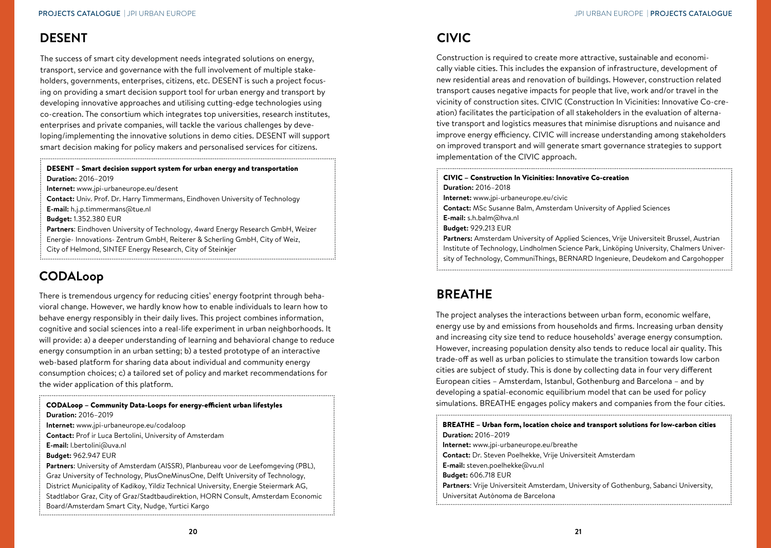## DESENT

The success of smart city development needs integrated solutions on energy, transport, service and governance with the full involvement of multiple stakeholders, governments, enterprises, citizens, etc. DESENT is such a project focusing on providing a smart decision support tool for urban energy and transport by developing innovative approaches and utilising cutting-edge technologies using co-creation. The consortium which integrates top universities, research institutes, enterprises and private companies, will tackle the various challenges by developing/implementing the innovative solutions in demo cities. DESENT will support smart decision making for policy makers and personalised services for citizens.

**DESENT – Smart decision support system for urban energy and transportation**
**Duration:** 2016–2019
**Internet:** www.jpi-urbaneurope.eu/desent
**Contact:** Univ. Prof. Dr. Harry Timmermans, Eindhoven University of Technology
**E-mail:** h.j.p.timmermans@tue.nl
**Budget:** 1.352.380 EUR
**Partners**: Eindhoven University of Technology, 4ward Energy Research GmbH, Weizer Energie- Innovations- Zentrum GmbH, Reiterer & Scherling GmbH, City of Weiz, City of Helmond, SINTEF Energy Research, City of Steinkjer

## CODALoop

There is tremendous urgency for reducing cities' energy footprint through behavioral change. However, we hardly know how to enable individuals to learn how to behave energy responsibly in their daily lives. This project combines information, cognitive and social sciences into a real-life experiment in urban neighborhoods. It will provide: a) a deeper understanding of learning and behavioral change to reduce energy consumption in an urban setting; b) a tested prototype of an interactive web-based platform for sharing data about individual and community energy consumption choices; c) a tailored set of policy and market recommendations for the wider application of this platform.

**CODALoop – Community Data-Loops for energy-efficient urban lifestyles**
**Duration:** 2016–2019
**Internet:** www.jpi-urbaneurope.eu/codaloop
**Contact:** Prof ir Luca Bertolini, University of Amsterdam
**E-mail:** l.bertolini@uva.nl
**Budget:** 962.947 EUR
**Partners**: University of Amsterdam (AISSR), Planbureau voor de Leefomgeving (PBL), Graz University of Technology, PlusOneMinusOne, Delft University of Technology, District Municipality of Kadikoy, Yildiz Technical University, Energie Steiermark AG, Stadtlabor Graz, City of Graz/Stadtbaudirektion, HORN Consult, Amsterdam Economic Board/Amsterdam Smart City, Nudge, Yurtici Kargo

## CIVIC

Construction is required to create more attractive, sustainable and economically viable cities. This includes the expansion of infrastructure, development of new residential areas and renovation of buildings. However, construction related transport causes negative impacts for people that live, work and/or travel in the vicinity of construction sites. CIVIC (Construction In Vicinities: Innovative Co-creation) facilitates the participation of all stakeholders in the evaluation of alternative transport and logistics measures that minimise disruptions and nuisance and improve energy efficiency. CIVIC will increase understanding among stakeholders on improved transport and will generate smart governance strategies to support implementation of the CIVIC approach.

**CIVIC – Construction In Vicinities: Innovative Co-creation**
**Duration:** 2016–2018
**Internet:** www.jpi-urbaneurope.eu/civic
**Contact:** MSc Susanne Balm, Amsterdam University of Applied Sciences
**E-mail:** s.h.balm@hva.nl
**Budget:** 929.213 EUR
**Partners:** Amsterdam University of Applied Sciences, Vrije Universiteit Brussel, Austrian Institute of Technology, Lindholmen Science Park, Linköping University, Chalmers University of Technology, CommuniThings, BERNARD Ingenieure, Deudekom and Cargohopper

## BREATHE

The project analyses the interactions between urban form, economic welfare, energy use by and emissions from households and firms. Increasing urban density and increasing city size tend to reduce households' average energy consumption. However, increasing population density also tends to reduce local air quality. This trade-off as well as urban policies to stimulate the transition towards low carbon cities are subject of study. This is done by collecting data in four very different European cities – Amsterdam, Istanbul, Gothenburg and Barcelona – and by developing a spatial-economic equilibrium model that can be used for policy simulations. BREATHE engages policy makers and companies from the four cities.

**BREATHE – Urban form, location choice and transport solutions for low-carbon cities**
**Duration:** 2016–2019
**Internet:** www.jpi-urbaneurope.eu/breathe
**Contact:** Dr. Steven Poelhekke, Vrije Universiteit Amsterdam
**E-mail:** steven.poelhekke@vu.nl
**Budget:** 606.718 EUR
**Partners**: Vrije Universiteit Amsterdam, University of Gothenburg, Sabanci University, Universitat Autònoma de Barcelona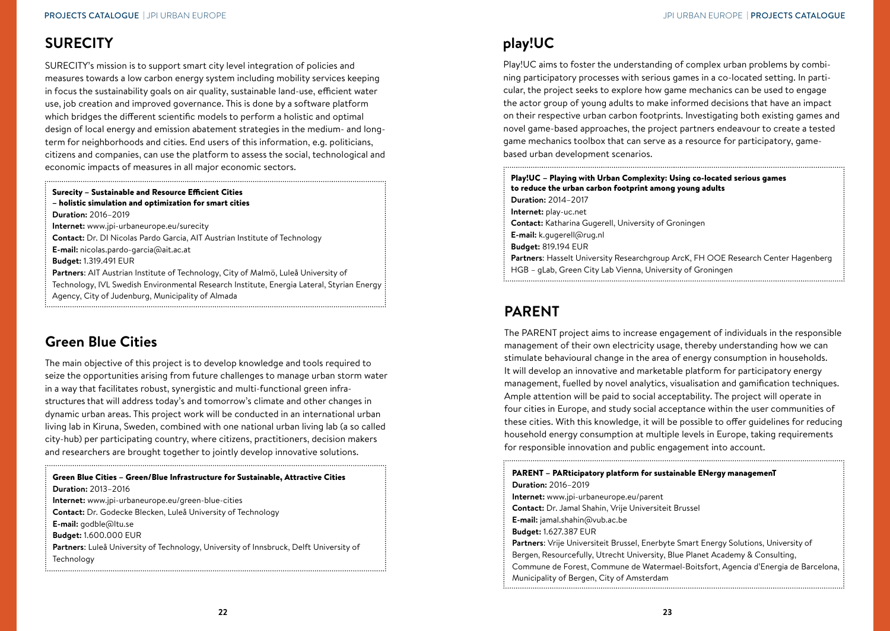## SURECITY

SURECITY's mission is to support smart city level integration of policies and measures towards a low carbon energy system including mobility services keeping in focus the sustainability goals on air quality, sustainable land-use, efficient water use, job creation and improved governance. This is done by a software platform which bridges the different scientific models to perform a holistic and optimal design of local energy and emission abatement strategies in the medium- and long-term for neighborhoods and cities. End users of this information, e.g. politicians, citizens and companies, can use the platform to assess the social, technological and economic impacts of measures in all major economic sectors.

**Surecity – Sustainable and Resource Efficient Cities – holistic simulation and optimization for smart cities**
**Duration:** 2016–2019
**Internet:** www.jpi-urbaneurope.eu/surecity
**Contact:** Dr. DI Nicolas Pardo Garcia, AIT Austrian Institute of Technology
**E-mail:** nicolas.pardo-garcia@ait.ac.at
**Budget:** 1.319.491 EUR
**Partners**: AIT Austrian Institute of Technology, City of Malmö, Luleå University of Technology, IVL Swedish Environmental Research Institute, Energia Lateral, Styrian Energy Agency, City of Judenburg, Municipality of Almada

## Green Blue Cities

The main objective of this project is to develop knowledge and tools required to seize the opportunities arising from future challenges to manage urban storm water in a way that facilitates robust, synergistic and multi-functional green infrastructures that will address today's and tomorrow's climate and other changes in dynamic urban areas. This project work will be conducted in an international urban living lab in Kiruna, Sweden, combined with one national urban living lab (a so called city-hub) per participating country, where citizens, practitioners, decision makers and researchers are brought together to jointly develop innovative solutions.

**Green Blue Cities – Green/Blue Infrastructure for Sustainable, Attractive Cities**
**Duration:** 2013–2016
**Internet:** www.jpi-urbaneurope.eu/green-blue-cities
**Contact:** Dr. Godecke Blecken, Luleå University of Technology
**E-mail:** godble@ltu.se
**Budget:** 1.600.000 EUR
**Partners**: Luleå University of Technology, University of Innsbruck, Delft University of Technology

## play!UC

Play!UC aims to foster the understanding of complex urban problems by combining participatory processes with serious games in a co-located setting. In particular, the project seeks to explore how game mechanics can be used to engage the actor group of young adults to make informed decisions that have an impact on their respective urban carbon footprints. Investigating both existing games and novel game-based approaches, the project partners endeavour to create a tested game mechanics toolbox that can serve as a resource for participatory, game-based urban development scenarios.

**Play!UC – Playing with Urban Complexity: Using co-located serious games to reduce the urban carbon footprint among young adults**
**Duration:** 2014–2017
**Internet:** play-uc.net
**Contact:** Katharina Gugerell, University of Groningen
**E-mail:** k.gugerell@rug.nl
**Budget:** 819.194 EUR
**Partners**: Hasselt University Researchgroup ArcK, FH OOE Research Center Hagenberg HGB – gLab, Green City Lab Vienna, University of Groningen

## PARENT

The PARENT project aims to increase engagement of individuals in the responsible management of their own electricity usage, thereby understanding how we can stimulate behavioural change in the area of energy consumption in households. It will develop an innovative and marketable platform for participatory energy management, fuelled by novel analytics, visualisation and gamification techniques. Ample attention will be paid to social acceptability. The project will operate in four cities in Europe, and study social acceptance within the user communities of these cities. With this knowledge, it will be possible to offer guidelines for reducing household energy consumption at multiple levels in Europe, taking requirements for responsible innovation and public engagement into account.

**PARENT – PARticipatory platform for sustainable ENergy managemenT**
**Duration:** 2016–2019
**Internet:** www.jpi-urbaneurope.eu/parent
**Contact:** Dr. Jamal Shahin, Vrije Universiteit Brussel
**E-mail:** jamal.shahin@vub.ac.be
**Budget:** 1.627.387 EUR
**Partners**: Vrije Universiteit Brussel, Enerbyte Smart Energy Solutions, University of Bergen, Resourcefully, Utrecht University, Blue Planet Academy & Consulting, Commune de Forest, Commune de Watermael-Boitsfort, Agencia d'Energia de Barcelona, Municipality of Bergen, City of Amsterdam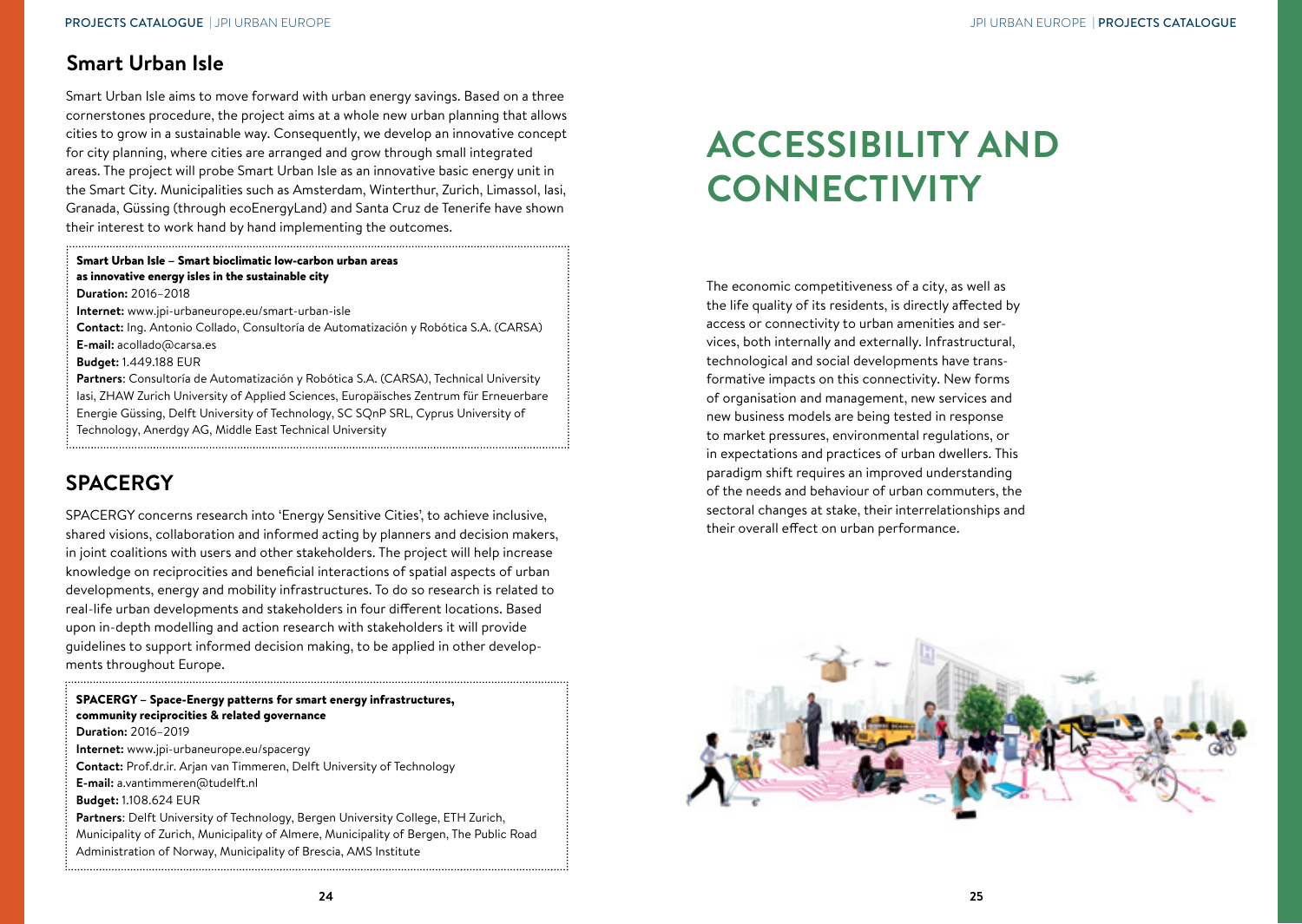## Smart Urban Isle

Smart Urban Isle aims to move forward with urban energy savings. Based on a three cornerstones procedure, the project aims at a whole new urban planning that allows cities to grow in a sustainable way. Consequently, we develop an innovative concept for city planning, where cities are arranged and grow through small integrated areas. The project will probe Smart Urban Isle as an innovative basic energy unit in the Smart City. Municipalities such as Amsterdam, Winterthur, Zurich, Limassol, Iasi, Granada, Güssing (through ecoEnergyLand) and Santa Cruz de Tenerife have shown their interest to work hand by hand implementing the outcomes.

**Smart Urban Isle – Smart bioclimatic low-carbon urban areas as innovative energy isles in the sustainable city**
**Duration:** 2016–2018
**Internet:** www.jpi-urbaneurope.eu/smart-urban-isle
**Contact:** Ing. Antonio Collado, Consultoría de Automatización y Robótica S.A. (CARSA)
**E-mail:** acollado@carsa.es
**Budget:** 1.449.188 EUR
**Partners**: Consultoría de Automatización y Robótica S.A. (CARSA), Technical University Iasi, ZHAW Zurich University of Applied Sciences, Europäisches Zentrum für Erneuerbare Energie Güssing, Delft University of Technology, SC SQnP SRL, Cyprus University of Technology, Anerdgy AG, Middle East Technical University

## SPACERGY

SPACERGY concerns research into 'Energy Sensitive Cities', to achieve inclusive, shared visions, collaboration and informed acting by planners and decision makers, in joint coalitions with users and other stakeholders. The project will help increase knowledge on reciprocities and beneficial interactions of spatial aspects of urban developments, energy and mobility infrastructures. To do so research is related to real-life urban developments and stakeholders in four different locations. Based upon in-depth modelling and action research with stakeholders it will provide guidelines to support informed decision making, to be applied in other developments throughout Europe.

**SPACERGY – Space-Energy patterns for smart energy infrastructures, community reciprocities & related governance**
**Duration:** 2016–2019
**Internet:** www.jpi-urbaneurope.eu/spacergy
**Contact:** Prof.dr.ir. Arjan van Timmeren, Delft University of Technology
**E-mail:** a.vantimmeren@tudelft.nl
**Budget:** 1.108.624 EUR
**Partners**: Delft University of Technology, Bergen University College, ETH Zurich, Municipality of Zurich, Municipality of Almere, Municipality of Bergen, The Public Road Administration of Norway, Municipality of Brescia, AMS Institute

# ACCESSIBILITY AND CONNECTIVITY

The economic competitiveness of a city, as well as the life quality of its residents, is directly affected by access or connectivity to urban amenities and services, both internally and externally. Infrastructural, technological and social developments have transformative impacts on this connectivity. New forms of organisation and management, new services and new business models are being tested in response to market pressures, environmental regulations, or in expectations and practices of urban dwellers. This paradigm shift requires an improved understanding of the needs and behaviour of urban commuters, the sectoral changes at stake, their interrelationships and their overall effect on urban performance.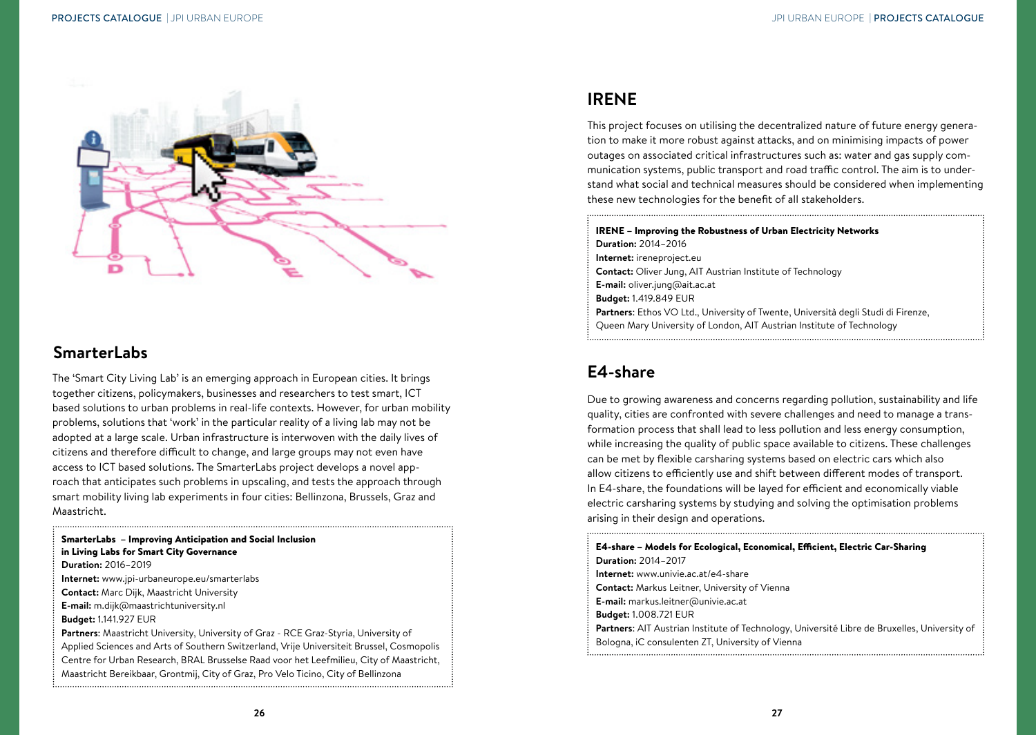## SmarterLabs

The 'Smart City Living Lab' is an emerging approach in European cities. It brings together citizens, policymakers, businesses and researchers to test smart, ICT based solutions to urban problems in real-life contexts. However, for urban mobility problems, solutions that 'work' in the particular reality of a living lab may not be adopted at a large scale. Urban infrastructure is interwoven with the daily lives of citizens and therefore difficult to change, and large groups may not even have access to ICT based solutions. The SmarterLabs project develops a novel approach that anticipates such problems in upscaling, and tests the approach through smart mobility living lab experiments in four cities: Bellinzona, Brussels, Graz and Maastricht.

**SmarterLabs – Improving Anticipation and Social Inclusion in Living Labs for Smart City Governance**
**Duration:** 2016–2019
**Internet:** www.jpi-urbaneurope.eu/smarterlabs
**Contact:** Marc Dijk, Maastricht University
**E-mail:** m.dijk@maastrichtuniversity.nl
**Budget:** 1.141.927 EUR
**Partners**: Maastricht University, University of Graz - RCE Graz-Styria, University of Applied Sciences and Arts of Southern Switzerland, Vrije Universiteit Brussel, Cosmopolis Centre for Urban Research, BRAL Brusselse Raad voor het Leefmilieu, City of Maastricht, Maastricht Bereikbaar, Grontmij, City of Graz, Pro Velo Ticino, City of Bellinzona

## IRENE

This project focuses on utilising the decentralized nature of future energy generation to make it more robust against attacks, and on minimising impacts of power outages on associated critical infrastructures such as: water and gas supply communication systems, public transport and road traffic control. The aim is to understand what social and technical measures should be considered when implementing these new technologies for the benefit of all stakeholders.

**IRENE – Improving the Robustness of Urban Electricity Networks**
**Duration:** 2014–2016
**Internet:** ireneproject.eu
**Contact:** Oliver Jung, AIT Austrian Institute of Technology
**E-mail:** oliver.jung@ait.ac.at
**Budget:** 1.419.849 EUR
**Partners**: Ethos VO Ltd., University of Twente, Università degli Studi di Firenze, Queen Mary University of London, AIT Austrian Institute of Technology

## E4-share

Due to growing awareness and concerns regarding pollution, sustainability and life quality, cities are confronted with severe challenges and need to manage a transformation process that shall lead to less pollution and less energy consumption, while increasing the quality of public space available to citizens. These challenges can be met by flexible carsharing systems based on electric cars which also allow citizens to efficiently use and shift between different modes of transport. In E4-share, the foundations will be layed for efficient and economically viable electric carsharing systems by studying and solving the optimisation problems arising in their design and operations.

**E4-share – Models for Ecological, Economical, Efficient, Electric Car-Sharing**
**Duration:** 2014–2017
**Internet:** www.univie.ac.at/e4-share
**Contact:** Markus Leitner, University of Vienna
**E-mail:** markus.leitner@univie.ac.at
**Budget:** 1.008.721 EUR
**Partners**: AIT Austrian Institute of Technology, Université Libre de Bruxelles, University of Bologna, iC consulenten ZT, University of Vienna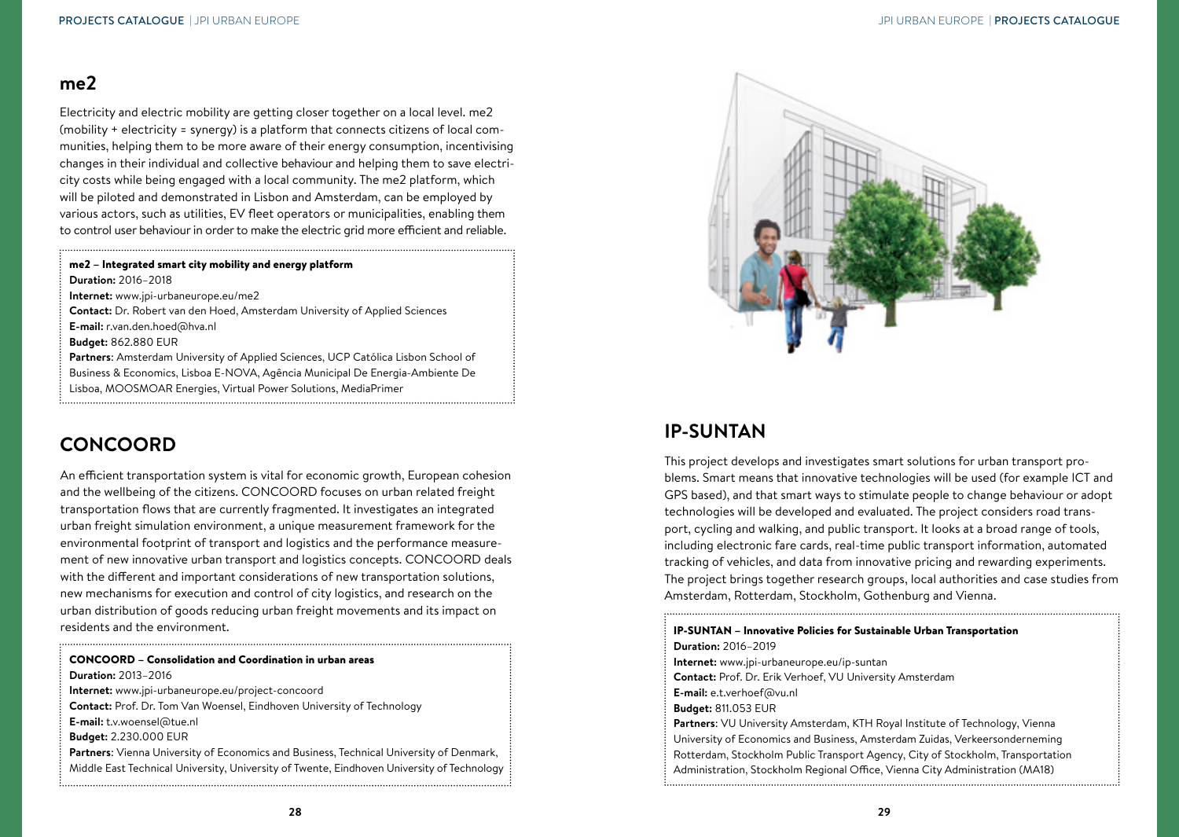## me2

Electricity and electric mobility are getting closer together on a local level. me2 (mobility + electricity = synergy) is a platform that connects citizens of local communities, helping them to be more aware of their energy consumption, incentivising changes in their individual and collective behaviour and helping them to save electricity costs while being engaged with a local community. The me2 platform, which will be piloted and demonstrated in Lisbon and Amsterdam, can be employed by various actors, such as utilities, EV fleet operators or municipalities, enabling them to control user behaviour in order to make the electric grid more efficient and reliable.

**me2 – Integrated smart city mobility and energy platform**
**Duration:** 2016–2018
**Internet:** www.jpi-urbaneurope.eu/me2
**Contact:** Dr. Robert van den Hoed, Amsterdam University of Applied Sciences
**E-mail:** r.van.den.hoed@hva.nl
**Budget:** 862.880 EUR
**Partners**: Amsterdam University of Applied Sciences, UCP Católica Lisbon School of Business & Economics, Lisboa E-NOVA, Agência Municipal De Energia-Ambiente De Lisboa, MOOSMOAR Energies, Virtual Power Solutions, MediaPrimer

## CONCOORD

An efficient transportation system is vital for economic growth, European cohesion and the wellbeing of the citizens. CONCOORD focuses on urban related freight transportation flows that are currently fragmented. It investigates an integrated urban freight simulation environment, a unique measurement framework for the environmental footprint of transport and logistics and the performance measurement of new innovative urban transport and logistics concepts. CONCOORD deals with the different and important considerations of new transportation solutions, new mechanisms for execution and control of city logistics, and research on the urban distribution of goods reducing urban freight movements and its impact on residents and the environment.

**CONCOORD – Consolidation and Coordination in urban areas**
**Duration:** 2013–2016
**Internet:** www.jpi-urbaneurope.eu/project-concoord
**Contact:** Prof. Dr. Tom Van Woensel, Eindhoven University of Technology
**E-mail:** t.v.woensel@tue.nl
**Budget:** 2.230.000 EUR
**Partners**: Vienna University of Economics and Business, Technical University of Denmark, Middle East Technical University, University of Twente, Eindhoven University of Technology

## IP-SUNTAN

This project develops and investigates smart solutions for urban transport problems. Smart means that innovative technologies will be used (for example ICT and GPS based), and that smart ways to stimulate people to change behaviour or adopt technologies will be developed and evaluated. The project considers road transport, cycling and walking, and public transport. It looks at a broad range of tools, including electronic fare cards, real-time public transport information, automated tracking of vehicles, and data from innovative pricing and rewarding experiments. The project brings together research groups, local authorities and case studies from Amsterdam, Rotterdam, Stockholm, Gothenburg and Vienna.

**IP-SUNTAN – Innovative Policies for Sustainable Urban Transportation**
**Duration:** 2016–2019
**Internet:** www.jpi-urbaneurope.eu/ip-suntan
**Contact:** Prof. Dr. Erik Verhoef, VU University Amsterdam
**E-mail:** e.t.verhoef@vu.nl
**Budget:** 811.053 EUR
**Partners**: VU University Amsterdam, KTH Royal Institute of Technology, Vienna University of Economics and Business, Amsterdam Zuidas, Verkeersonderneming Rotterdam, Stockholm Public Transport Agency, City of Stockholm, Transportation Administration, Stockholm Regional Office, Vienna City Administration (MA18)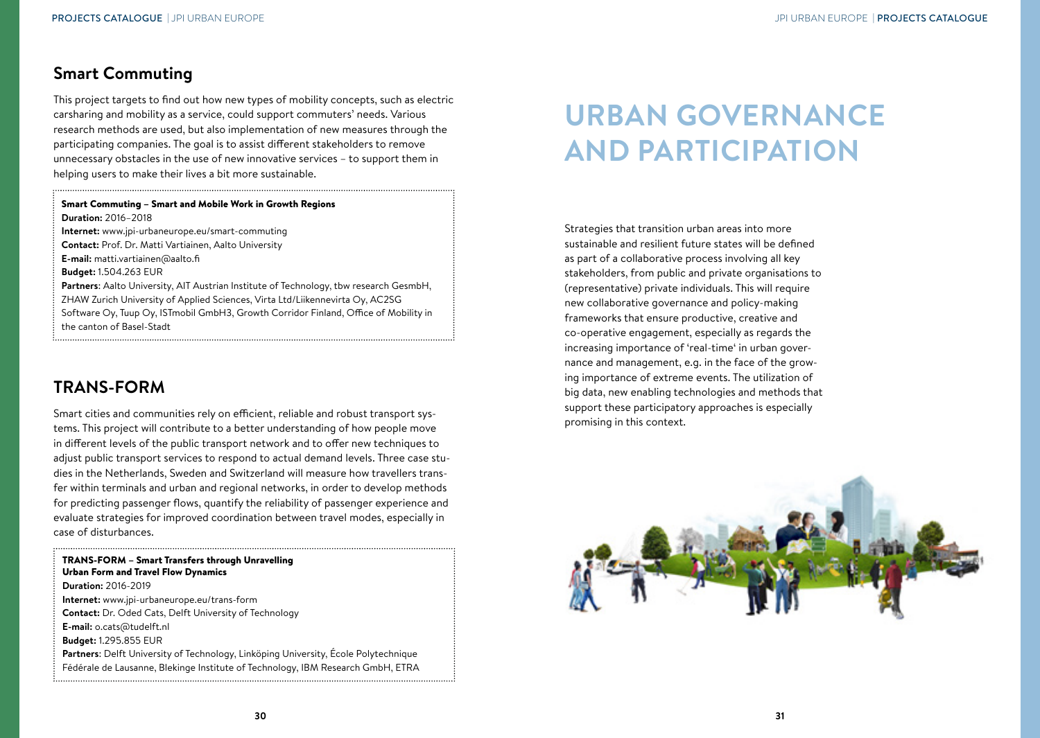## Smart Commuting

This project targets to find out how new types of mobility concepts, such as electric carsharing and mobility as a service, could support commuters' needs. Various research methods are used, but also implementation of new measures through the participating companies. The goal is to assist different stakeholders to remove unnecessary obstacles in the use of new innovative services – to support them in helping users to make their lives a bit more sustainable.

**Smart Commuting – Smart and Mobile Work in Growth Regions**
**Duration:** 2016–2018
**Internet:** www.jpi-urbaneurope.eu/smart-commuting
**Contact:** Prof. Dr. Matti Vartiainen, Aalto University
**E-mail:** matti.vartiainen@aalto.fi
**Budget:** 1.504.263 EUR
**Partners**: Aalto University, AIT Austrian Institute of Technology, tbw research GesmbH, ZHAW Zurich University of Applied Sciences, Virta Ltd/Liikennevirta Oy, AC2SG Software Oy, Tuup Oy, ISTmobil GmbH3, Growth Corridor Finland, Office of Mobility in the canton of Basel-Stadt

## TRANS-FORM

Smart cities and communities rely on efficient, reliable and robust transport systems. This project will contribute to a better understanding of how people move in different levels of the public transport network and to offer new techniques to adjust public transport services to respond to actual demand levels. Three case studies in the Netherlands, Sweden and Switzerland will measure how travellers transfer within terminals and urban and regional networks, in order to develop methods for predicting passenger flows, quantify the reliability of passenger experience and evaluate strategies for improved coordination between travel modes, especially in case of disturbances.

**TRANS-FORM – Smart Transfers through Unravelling Urban Form and Travel Flow Dynamics**
**Duration:** 2016-2019
**Internet:** www.jpi-urbaneurope.eu/trans-form
**Contact:** Dr. Oded Cats, Delft University of Technology
**E-mail:** o.cats@tudelft.nl
**Budget:** 1.295.855 EUR
**Partners**: Delft University of Technology, Linköping University, École Polytechnique Fédérale de Lausanne, Blekinge Institute of Technology, IBM Research GmbH, ETRA

# URBAN GOVERNANCE AND PARTICIPATION

Strategies that transition urban areas into more sustainable and resilient future states will be defined as part of a collaborative process involving all key stakeholders, from public and private organisations to (representative) private individuals. This will require new collaborative governance and policy-making frameworks that ensure productive, creative and co-operative engagement, especially as regards the increasing importance of 'real-time' in urban governance and management, e.g. in the face of the growing importance of extreme events. The utilization of big data, new enabling technologies and methods that support these participatory approaches is especially promising in this context.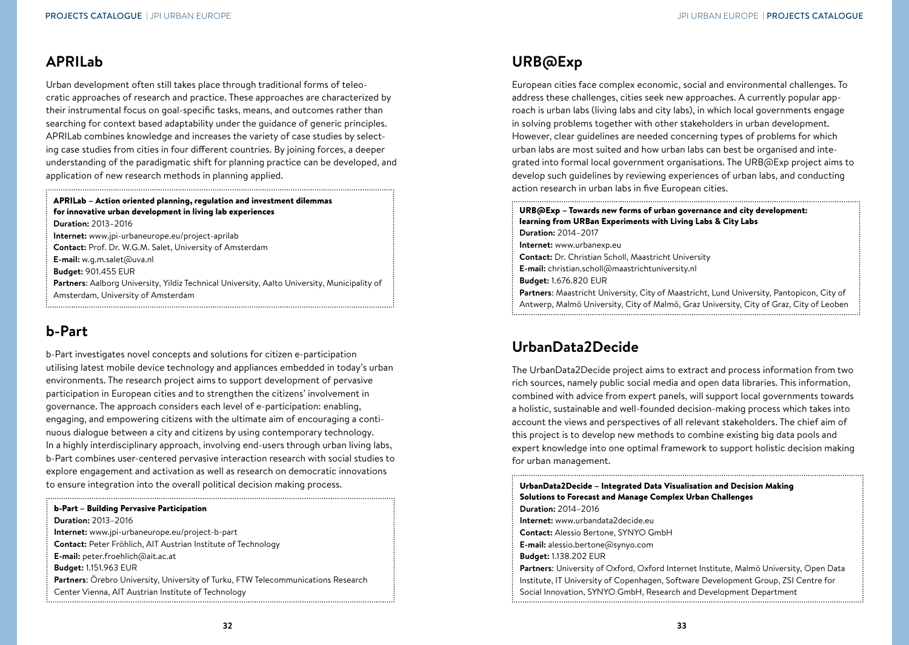## APRILab

Urban development often still takes place through traditional forms of teleo-cratic approaches of research and practice. These approaches are characterized by their instrumental focus on goal-specific tasks, means, and outcomes rather than searching for context based adaptability under the guidance of generic principles. APRILab combines knowledge and increases the variety of case studies by selecting case studies from cities in four different countries. By joining forces, a deeper understanding of the paradigmatic shift for planning practice can be developed, and application of new research methods in planning applied.

**APRILab – Action oriented planning, regulation and investment dilemmas for innovative urban development in living lab experiences**
**Duration:** 2013–2016
**Internet:** www.jpi-urbaneurope.eu/project-aprilab
**Contact:** Prof. Dr. W.G.M. Salet, University of Amsterdam
**E-mail:** w.g.m.salet@uva.nl
**Budget:** 901.455 EUR
**Partners**: Aalborg University, Yildiz Technical University, Aalto University, Municipality of Amsterdam, University of Amsterdam

## b-Part

b-Part investigates novel concepts and solutions for citizen e-participation utilising latest mobile device technology and appliances embedded in today's urban environments. The research project aims to support development of pervasive participation in European cities and to strengthen the citizens' involvement in governance. The approach considers each level of e-participation: enabling, engaging, and empowering citizens with the ultimate aim of encouraging a continuous dialogue between a city and citizens by using contemporary technology. In a highly interdisciplinary approach, involving end-users through urban living labs, b-Part combines user-centered pervasive interaction research with social studies to explore engagement and activation as well as research on democratic innovations to ensure integration into the overall political decision making process.

**b-Part – Building Pervasive Participation**
**Duration:** 2013–2016
**Internet:** www.jpi-urbaneurope.eu/project-b-part
**Contact:** Peter Fröhlich, AIT Austrian Institute of Technology
**E-mail:** peter.froehlich@ait.ac.at
**Budget:** 1.151.963 EUR
**Partners**: Örebro University, University of Turku, FTW Telecommunications Research Center Vienna, AIT Austrian Institute of Technology

## URB@Exp

European cities face complex economic, social and environmental challenges. To address these challenges, cities seek new approaches. A currently popular approach is urban labs (living labs and city labs), in which local governments engage in solving problems together with other stakeholders in urban development. However, clear guidelines are needed concerning types of problems for which urban labs are most suited and how urban labs can best be organised and integrated into formal local government organisations. The URB@Exp project aims to develop such guidelines by reviewing experiences of urban labs, and conducting action research in urban labs in five European cities.

**URB@Exp – Towards new forms of urban governance and city development: learning from URBan Experiments with Living Labs & City Labs**
**Duration:** 2014–2017
**Internet:** www.urbanexp.eu
**Contact:** Dr. Christian Scholl, Maastricht University
**E-mail:** christian.scholl@maastrichtuniversity.nl
**Budget:** 1.676.820 EUR
**Partners**: Maastricht University, City of Maastricht, Lund University, Pantopicon, City of Antwerp, Malmö University, City of Malmö, Graz University, City of Graz, City of Leoben

## UrbanData2Decide

The UrbanData2Decide project aims to extract and process information from two rich sources, namely public social media and open data libraries. This information, combined with advice from expert panels, will support local governments towards a holistic, sustainable and well-founded decision-making process which takes into account the views and perspectives of all relevant stakeholders. The chief aim of this project is to develop new methods to combine existing big data pools and expert knowledge into one optimal framework to support holistic decision making for urban management.

**UrbanData2Decide – Integrated Data Visualisation and Decision Making Solutions to Forecast and Manage Complex Urban Challenges**
**Duration:** 2014–2016
**Internet:** www.urbandata2decide.eu
**Contact:** Alessio Bertone, SYNYO GmbH
**E-mail:** alessio.bertone@synyo.com
**Budget:** 1.138.202 EUR
**Partners**: University of Oxford, Oxford Internet Institute, Malmö University, Open Data Institute, IT University of Copenhagen, Software Development Group, ZSI Centre for Social Innovation, SYNYO GmbH, Research and Development Department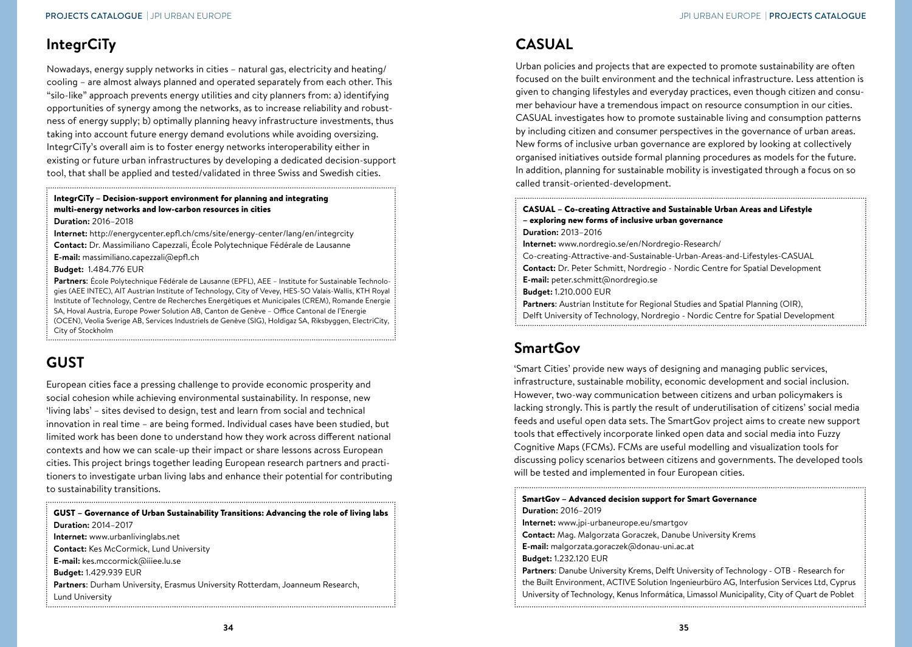## IntegrCiTy

Nowadays, energy supply networks in cities – natural gas, electricity and heating/cooling – are almost always planned and operated separately from each other. This "silo-like" approach prevents energy utilities and city planners from: a) identifying opportunities of synergy among the networks, as to increase reliability and robustness of energy supply; b) optimally planning heavy infrastructure investments, thus taking into account future energy demand evolutions while avoiding oversizing. IntegrCiTy's overall aim is to foster energy networks interoperability either in existing or future urban infrastructures by developing a dedicated decision-support tool, that shall be applied and tested/validated in three Swiss and Swedish cities.

**IntegrCiTy – Decision-support environment for planning and integrating multi-energy networks and low-carbon resources in cities**
**Duration:** 2016–2018
**Internet:** http://energycenter.epfl.ch/cms/site/energy-center/lang/en/integrcity
**Contact:** Dr. Massimiliano Capezzali, École Polytechnique Fédérale de Lausanne
**E-mail:** massimiliano.capezzali@epfl.ch
**Budget:** 1.484.776 EUR
**Partners**: École Polytechnique Fédérale de Lausanne (EPFL), AEE – Institute for Sustainable Technologies (AEE INTEC), AIT Austrian Institute of Technology, City of Vevey, HES-SO Valais-Wallis, KTH Royal Institute of Technology, Centre de Recherches Energétiques et Municipales (CREM), Romande Energie SA, Hoval Austria, Europe Power Solution AB, Canton de Genève – Office Cantonal de l'Energie (OCEN), Veolia Sverige AB, Services Industriels de Genève (SIG), Holdigaz SA, Riksbyggen, ElectriCity, City of Stockholm

## GUST

European cities face a pressing challenge to provide economic prosperity and social cohesion while achieving environmental sustainability. In response, new 'living labs' – sites devised to design, test and learn from social and technical innovation in real time – are being formed. Individual cases have been studied, but limited work has been done to understand how they work across different national contexts and how we can scale-up their impact or share lessons across European cities. This project brings together leading European research partners and practitioners to investigate urban living labs and enhance their potential for contributing to sustainability transitions.

**GUST – Governance of Urban Sustainability Transitions: Advancing the role of living labs**
**Duration:** 2014–2017
**Internet:** www.urbanlivinglabs.net
**Contact:** Kes McCormick, Lund University
**E-mail:** kes.mccormick@iiiee.lu.se
**Budget:** 1.429.939 EUR
**Partners**: Durham University, Erasmus University Rotterdam, Joanneum Research, Lund University

## CASUAL

Urban policies and projects that are expected to promote sustainability are often focused on the built environment and the technical infrastructure. Less attention is given to changing lifestyles and everyday practices, even though citizen and consumer behaviour have a tremendous impact on resource consumption in our cities. CASUAL investigates how to promote sustainable living and consumption patterns by including citizen and consumer perspectives in the governance of urban areas. New forms of inclusive urban governance are explored by looking at collectively organised initiatives outside formal planning procedures as models for the future. In addition, planning for sustainable mobility is investigated through a focus on so called transit-oriented-development.

**CASUAL – Co-creating Attractive and Sustainable Urban Areas and Lifestyle – exploring new forms of inclusive urban governance**
**Duration:** 2013–2016
**Internet:** www.nordregio.se/en/Nordregio-Research/Co-creating-Attractive-and-Sustainable-Urban-Areas-and-Lifestyles-CASUAL
**Contact:** Dr. Peter Schmitt, Nordregio - Nordic Centre for Spatial Development
**E-mail:** peter.schmitt@nordregio.se
**Budget:** 1.210.000 EUR
**Partners**: Austrian Institute for Regional Studies and Spatial Planning (OIR), Delft University of Technology, Nordregio - Nordic Centre for Spatial Development

## SmartGov

'Smart Cities' provide new ways of designing and managing public services, infrastructure, sustainable mobility, economic development and social inclusion. However, two-way communication between citizens and urban policymakers is lacking strongly. This is partly the result of underutilisation of citizens' social media feeds and useful open data sets. The SmartGov project aims to create new support tools that effectively incorporate linked open data and social media into Fuzzy Cognitive Maps (FCMs). FCMs are useful modelling and visualization tools for discussing policy scenarios between citizens and governments. The developed tools will be tested and implemented in four European cities.

**SmartGov – Advanced decision support for Smart Governance**
**Duration:** 2016–2019
**Internet:** www.jpi-urbaneurope.eu/smartgov
**Contact:** Mag. Malgorzata Goraczek, Danube University Krems
**E-mail:** malgorzata.goraczek@donau-uni.ac.at
**Budget:** 1.232.120 EUR
**Partners**: Danube University Krems, Delft University of Technology - OTB - Research for the Built Environment, ACTIVE Solution Ingenieurbüro AG, Interfusion Services Ltd, Cyprus University of Technology, Kenus Informática, Limassol Municipality, City of Quart de Poblet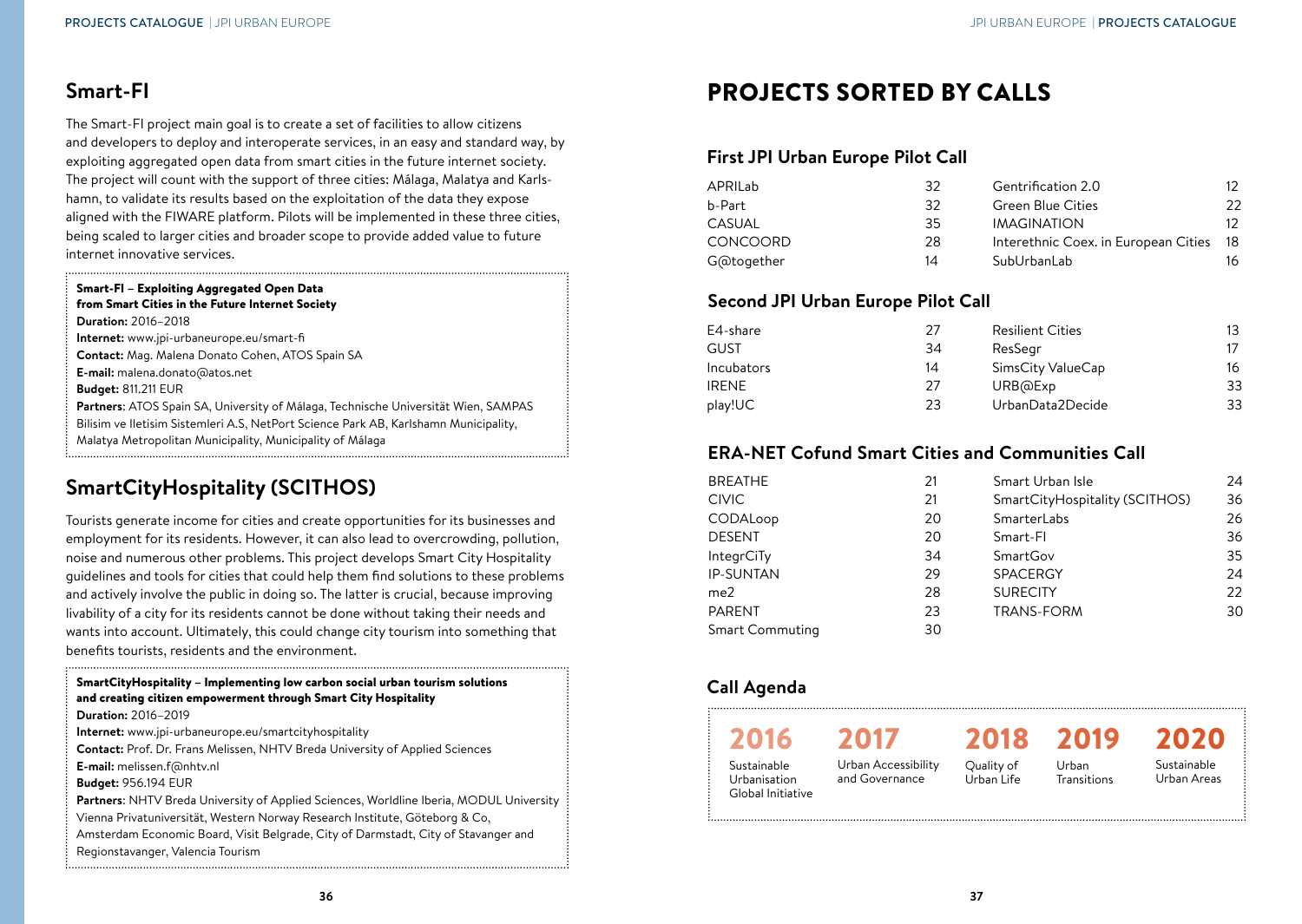## Smart-FI

The Smart-FI project main goal is to create a set of facilities to allow citizens and developers to deploy and interoperate services, in an easy and standard way, by exploiting aggregated open data from smart cities in the future internet society. The project will count with the support of three cities: Málaga, Malatya and Karlshamn, to validate its results based on the exploitation of the data they expose aligned with the FIWARE platform. Pilots will be implemented in these three cities, being scaled to larger cities and broader scope to provide added value to future internet innovative services.

**Smart-FI – Exploiting Aggregated Open Data from Smart Cities in the Future Internet Society**
**Duration:** 2016–2018
**Internet:** www.jpi-urbaneurope.eu/smart-fi
**Contact:** Mag. Malena Donato Cohen, ATOS Spain SA
**E-mail:** malena.donato@atos.net
**Budget:** 811.211 EUR
**Partners**: ATOS Spain SA, University of Málaga, Technische Universität Wien, SAMPAS Bilisim ve Iletisim Sistemleri A.S, NetPort Science Park AB, Karlshamn Municipality, Malatya Metropolitan Municipality, Municipality of Málaga

## SmartCityHospitality (SCITHOS)

Tourists generate income for cities and create opportunities for its businesses and employment for its residents. However, it can also lead to overcrowding, pollution, noise and numerous other problems. This project develops Smart City Hospitality guidelines and tools for cities that could help them find solutions to these problems and actively involve the public in doing so. The latter is crucial, because improving livability of a city for its residents cannot be done without taking their needs and wants into account. Ultimately, this could change city tourism into something that benefits tourists, residents and the environment.

**SmartCityHospitality – Implementing low carbon social urban tourism solutions and creating citizen empowerment through Smart City Hospitality**
**Duration:** 2016–2019
**Internet:** www.jpi-urbaneurope.eu/smartcityhospitality
**Contact:** Prof. Dr. Frans Melissen, NHTV Breda University of Applied Sciences
**E-mail:** melissen.f@nhtv.nl
**Budget:** 956.194 EUR
**Partners**: NHTV Breda University of Applied Sciences, Worldline Iberia, MODUL University Vienna Privatuniversität, Western Norway Research Institute, Göteborg & Co, Amsterdam Economic Board, Visit Belgrade, City of Darmstadt, City of Stavanger and Regionstavanger, Valencia Tourism

# PROJECTS SORTED BY CALLS

### First JPI Urban Europe Pilot Call

| Project | Page | Project | Page |
|---|---|---|---|
| APRILab | 32 | Gentrification 2.0 | 12 |
| b-Part | 32 | Green Blue Cities | 22 |
| CASUAL | 35 | IMAGINATION | 12 |
| CONCOORD | 28 | Interethnic Coex. in European Cities | 18 |
| G@together | 14 | SubUrbanLab | 16 |

### Second JPI Urban Europe Pilot Call

| Project | Page | Project | Page |
|---|---|---|---|
| E4-share | 27 | Resilient Cities | 13 |
| GUST | 34 | ResSegr | 17 |
| Incubators | 14 | SimsCity ValueCap | 16 |
| IRENE | 27 | URB@Exp | 33 |
| play!UC | 23 | UrbanData2Decide | 33 |

### ERA-NET Cofund Smart Cities and Communities Call

| Project | Page | Project | Page |
|---|---|---|---|
| BREATHE | 21 | Smart Urban Isle | 24 |
| CIVIC | 21 | SmartCityHospitality (SCITHOS) | 36 |
| CODALoop | 20 | SmarterLabs | 26 |
| DESENT | 20 | Smart-FI | 36 |
| IntegrCiTy | 34 | SmartGov | 35 |
| IP-SUNTAN | 29 | SPACERGY | 24 |
| me2 | 28 | SURECITY | 22 |
| PARENT | 23 | TRANS-FORM | 30 |
| Smart Commuting | 30 | | |

### Call Agenda

| 2016 | 2017 | 2018 | 2019 | 2020 |
|---|---|---|---|---|
| Sustainable Urbanisation Global Initiative | Urban Accessibility and Governance | Quality of Urban Life | Urban Transitions | Sustainable Urban Areas |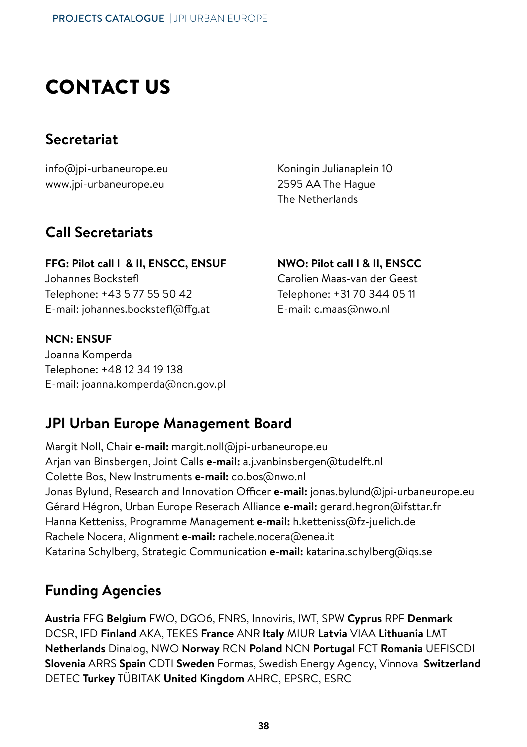# CONTACT US

## Secretariat

info@jpi-urbaneurope.eu
www.jpi-urbaneurope.eu

Koningin Julianaplein 10
2595 AA The Hague
The Netherlands

## Call Secretariats

**FFG: Pilot call I & II, ENSCC, ENSUF**
Johannes Bockstefl
Telephone: +43 5 77 55 50 42
E-mail: johannes.bockstefl@ffg.at

**NWO: Pilot call I & II, ENSCC**
Carolien Maas-van der Geest
Telephone: +31 70 344 05 11
E-mail: c.maas@nwo.nl

**NCN: ENSUF**
Joanna Komperda
Telephone: +48 12 34 19 138
E-mail: joanna.komperda@ncn.gov.pl

## JPI Urban Europe Management Board

Margit Noll, Chair **e-mail:** margit.noll@jpi-urbaneurope.eu
Arjan van Binsbergen, Joint Calls **e-mail:** a.j.vanbinsbergen@tudelft.nl
Colette Bos, New Instruments **e-mail:** co.bos@nwo.nl
Jonas Bylund, Research and Innovation Officer **e-mail:** jonas.bylund@jpi-urbaneurope.eu
Gérard Hégron, Urban Europe Reserach Alliance **e-mail:** gerard.hegron@ifsttar.fr
Hanna Ketteniss, Programme Management **e-mail:** h.ketteniss@fz-juelich.de
Rachele Nocera, Alignment **e-mail:** rachele.nocera@enea.it
Katarina Schylberg, Strategic Communication **e-mail:** katarina.schylberg@iqs.se

## Funding Agencies

**Austria** FFG **Belgium** FWO, DGO6, FNRS, Innoviris, IWT, SPW **Cyprus** RPF **Denmark** DCSR, IFD **Finland** AKA, TEKES **France** ANR **Italy** MIUR **Latvia** VIAA **Lithuania** LMT **Netherlands** Dinalog, NWO **Norway** RCN **Poland** NCN **Portugal** FCT **Romania** UEFISCDI **Slovenia** ARRS **Spain** CDTI **Sweden** Formas, Swedish Energy Agency, Vinnova **Switzerland** DETEC **Turkey** TÜBITAK **United Kingdom** AHRC, EPSRC, ESRC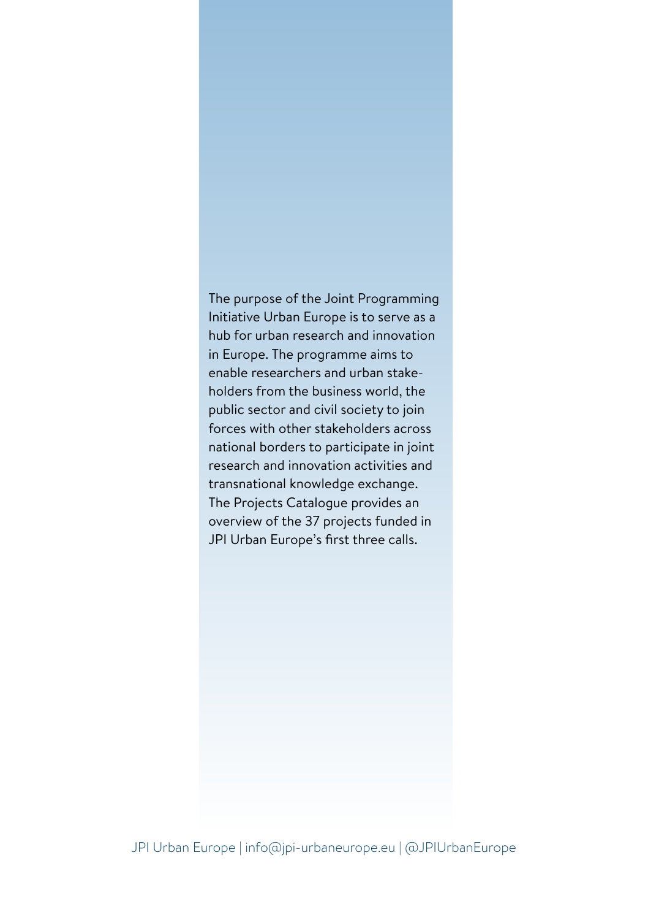The purpose of the Joint Programming Initiative Urban Europe is to serve as a hub for urban research and innovation in Europe. The programme aims to enable researchers and urban stakeholders from the business world, the public sector and civil society to join forces with other stakeholders across national borders to participate in joint research and innovation activities and transnational knowledge exchange. The Projects Catalogue provides an overview of the 37 projects funded in JPI Urban Europe's first three calls.

JPI Urban Europe | info@jpi-urbaneurope.eu | @JPIUrbanEurope